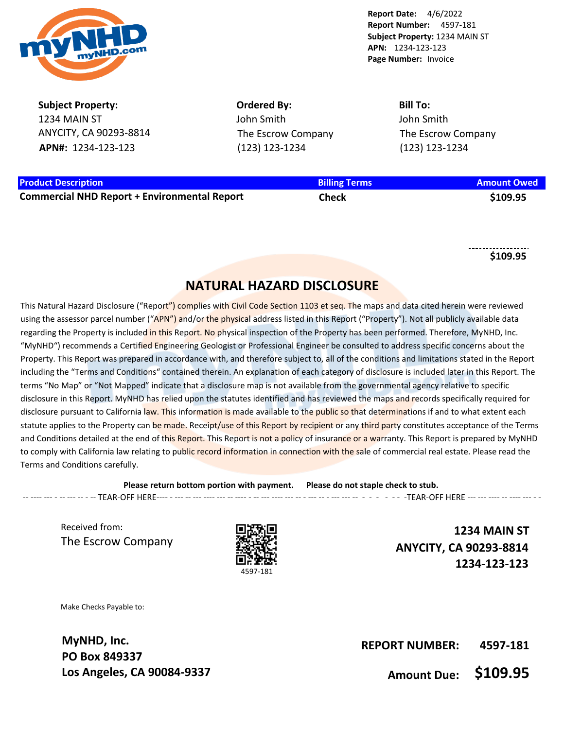**Report Date:** 4/6/2022
**Report Number:** 4597-181
**Subject Property:** 1234 MAIN ST
**APN:** 1234-123-123
**Page Number:** Invoice

**Subject Property:**
1234 MAIN ST
ANYCITY, CA 90293-8814
**APN#:** 1234-123-123

**Ordered By:**
John Smith
The Escrow Company
(123) 123-1234

**Bill To:**
John Smith
The Escrow Company
(123) 123-1234

| Product Description | Billing Terms | Amount Owed |
| --- | --- | --- |
| **Commercial NHD Report + Environmental Report** | **Check** | **$109.95** |
| | | **$109.95** |

## NATURAL HAZARD DISCLOSURE

This Natural Hazard Disclosure ("Report") complies with Civil Code Section 1103 et seq. The maps and data cited herein were reviewed using the assessor parcel number ("APN") and/or the physical address listed in this Report ("Property"). Not all publicly available data regarding the Property is included in this Report. No physical inspection of the Property has been performed. Therefore, MyNHD, Inc. "MyNHD") recommends a Certified Engineering Geologist or Professional Engineer be consulted to address specific concerns about the Property. This Report was prepared in accordance with, and therefore subject to, all of the conditions and limitations stated in the Report including the "Terms and Conditions" contained therein. An explanation of each category of disclosure is included later in this Report. The terms "No Map" or "Not Mapped" indicate that a disclosure map is not available from the governmental agency relative to specific disclosure in this Report. MyNHD has relied upon the statutes identified and has reviewed the maps and records specifically required for disclosure pursuant to California law. This information is made available to the public so that determinations if and to what extent each statute applies to the Property can be made. Receipt/use of this Report by recipient or any third party constitutes acceptance of the Terms and Conditions detailed at the end of this Report. This Report is not a policy of insurance or a warranty. This Report is prepared by MyNHD to comply with California law relating to public record information in connection with the sale of commercial real estate. Please read the Terms and Conditions carefully.

**Please return bottom portion with payment. Please do not staple check to stub.**

-- TEAR-OFF HERE -- -- TEAR-OFF HERE --

Received from:
The Escrow Company

4597-181

**1234 MAIN ST**
**ANYCITY, CA 90293-8814**
**1234-123-123**

Make Checks Payable to:

**MyNHD, Inc.**
**PO Box 849337**
**Los Angeles, CA 90084-9337**

**REPORT NUMBER: 4597-181**

**Amount Due: $109.95**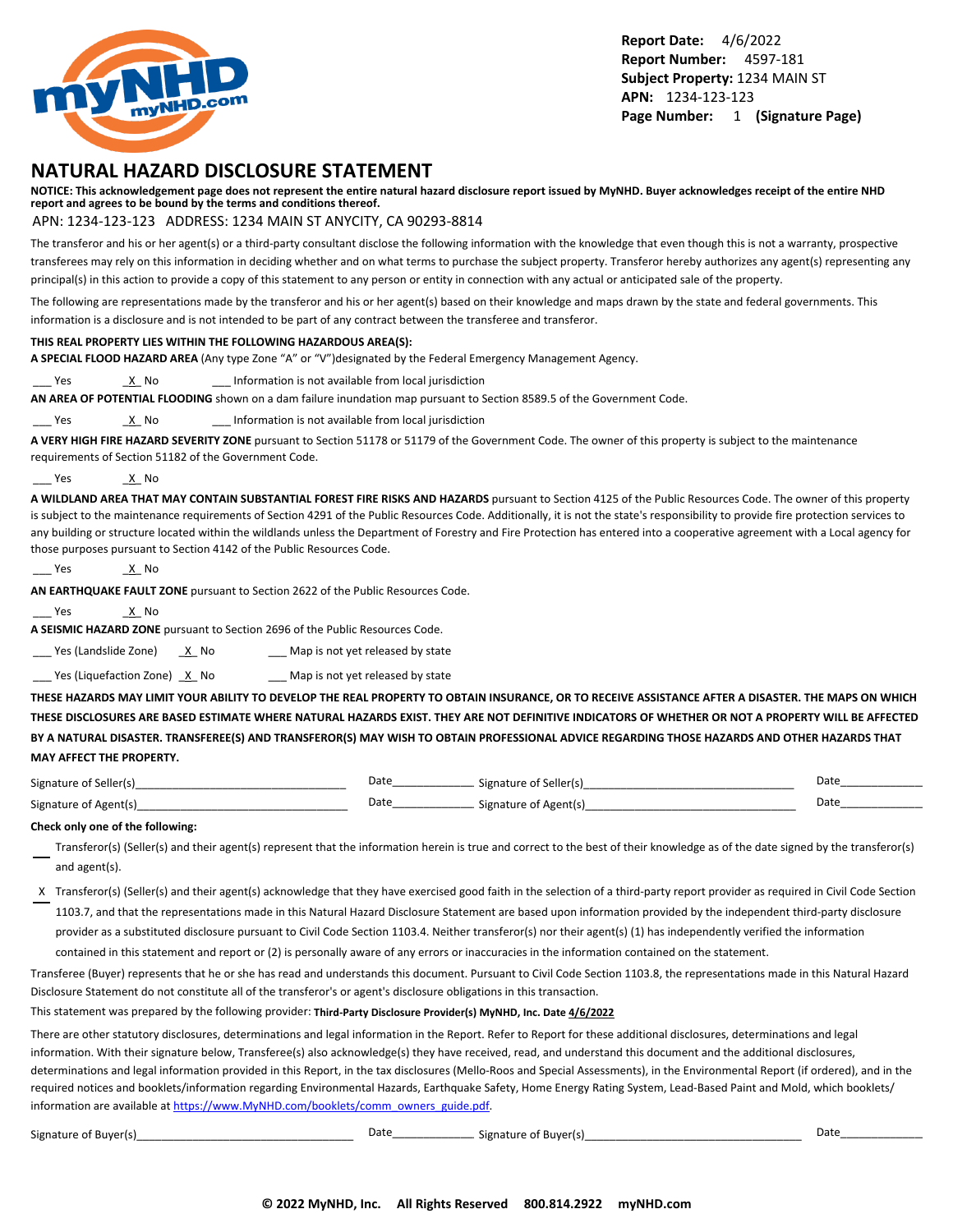Report Date: 4/6/2022
Report Number: 4597-181
Subject Property: 1234 MAIN ST
APN: 1234-123-123
Page Number: 1 (Signature Page)

# NATURAL HAZARD DISCLOSURE STATEMENT

**NOTICE: This acknowledgement page does not represent the entire natural hazard disclosure report issued by MyNHD. Buyer acknowledges receipt of the entire NHD report and agrees to be bound by the terms and conditions thereof.**

APN: 1234-123-123 ADDRESS: 1234 MAIN ST ANYCITY, CA 90293-8814

The transferor and his or her agent(s) or a third-party consultant disclose the following information with the knowledge that even though this is not a warranty, prospective transferees may rely on this information in deciding whether and on what terms to purchase the subject property. Transferor hereby authorizes any agent(s) representing any principal(s) in this action to provide a copy of this statement to any person or entity in connection with any actual or anticipated sale of the property.

The following are representations made by the transferor and his or her agent(s) based on their knowledge and maps drawn by the state and federal governments. This information is a disclosure and is not intended to be part of any contract between the transferee and transferor.

**THIS REAL PROPERTY LIES WITHIN THE FOLLOWING HAZARDOUS AREA(S):**

**A SPECIAL FLOOD HAZARD AREA** (Any type Zone "A" or "V")designated by the Federal Emergency Management Agency.

___ Yes _X_ No ___ Information is not available from local jurisdiction

**AN AREA OF POTENTIAL FLOODING** shown on a dam failure inundation map pursuant to Section 8589.5 of the Government Code.

___ Yes _X_ No ___ Information is not available from local jurisdiction

**A VERY HIGH FIRE HAZARD SEVERITY ZONE** pursuant to Section 51178 or 51179 of the Government Code. The owner of this property is subject to the maintenance requirements of Section 51182 of the Government Code.

___ Yes _X_ No

**A WILDLAND AREA THAT MAY CONTAIN SUBSTANTIAL FOREST FIRE RISKS AND HAZARDS** pursuant to Section 4125 of the Public Resources Code. The owner of this property is subject to the maintenance requirements of Section 4291 of the Public Resources Code. Additionally, it is not the state's responsibility to provide fire protection services to any building or structure located within the wildlands unless the Department of Forestry and Fire Protection has entered into a cooperative agreement with a Local agency for those purposes pursuant to Section 4142 of the Public Resources Code.

___ Yes _X_ No

**AN EARTHQUAKE FAULT ZONE** pursuant to Section 2622 of the Public Resources Code.

___ Yes _X_ No

**A SEISMIC HAZARD ZONE** pursuant to Section 2696 of the Public Resources Code.

___ Yes (Landslide Zone) _X_ No ___ Map is not yet released by state

___ Yes (Liquefaction Zone) _X_ No ___ Map is not yet released by state

**THESE HAZARDS MAY LIMIT YOUR ABILITY TO DEVELOP THE REAL PROPERTY TO OBTAIN INSURANCE, OR TO RECEIVE ASSISTANCE AFTER A DISASTER. THE MAPS ON WHICH THESE DISCLOSURES ARE BASED ESTIMATE WHERE NATURAL HAZARDS EXIST. THEY ARE NOT DEFINITIVE INDICATORS OF WHETHER OR NOT A PROPERTY WILL BE AFFECTED BY A NATURAL DISASTER. TRANSFEREE(S) AND TRANSFEROR(S) MAY WISH TO OBTAIN PROFESSIONAL ADVICE REGARDING THOSE HAZARDS AND OTHER HAZARDS THAT MAY AFFECT THE PROPERTY.**

Signature of Seller(s)________________________________ Date_____________ Signature of Seller(s)________________________________ Date_____________

Signature of Agent(s)________________________________ Date_____________ Signature of Agent(s)________________________________ Date_____________

**Check only one of the following:**

___ Transferor(s) (Seller(s) and their agent(s) represent that the information herein is true and correct to the best of their knowledge as of the date signed by the transferor(s) and agent(s).

_X_ Transferor(s) (Seller(s) and their agent(s) acknowledge that they have exercised good faith in the selection of a third-party report provider as required in Civil Code Section 1103.7, and that the representations made in this Natural Hazard Disclosure Statement are based upon information provided by the independent third-party disclosure provider as a substituted disclosure pursuant to Civil Code Section 1103.4. Neither transferor(s) nor their agent(s) (1) has independently verified the information contained in this statement and report or (2) is personally aware of any errors or inaccuracies in the information contained on the statement.

Transferee (Buyer) represents that he or she has read and understands this document. Pursuant to Civil Code Section 1103.8, the representations made in this Natural Hazard Disclosure Statement do not constitute all of the transferor's or agent's disclosure obligations in this transaction.

This statement was prepared by the following provider: **Third-Party Disclosure Provider(s) MyNHD, Inc. Date 4/6/2022**

There are other statutory disclosures, determinations and legal information in the Report. Refer to Report for these additional disclosures, determinations and legal information. With their signature below, Transferee(s) also acknowledge(s) they have received, read, and understand this document and the additional disclosures, determinations and legal information provided in this Report, in the tax disclosures (Mello-Roos and Special Assessments), in the Environmental Report (if ordered), and in the required notices and booklets/information regarding Environmental Hazards, Earthquake Safety, Home Energy Rating System, Lead-Based Paint and Mold, which booklets/ information are available at https://www.MyNHD.com/booklets/comm_owners_guide.pdf.

Signature of Buyer(s)________________________________ Date_____________ Signature of Buyer(s)________________________________ Date_____________

**© 2022 MyNHD, Inc. All Rights Reserved 800.814.2922 myNHD.com**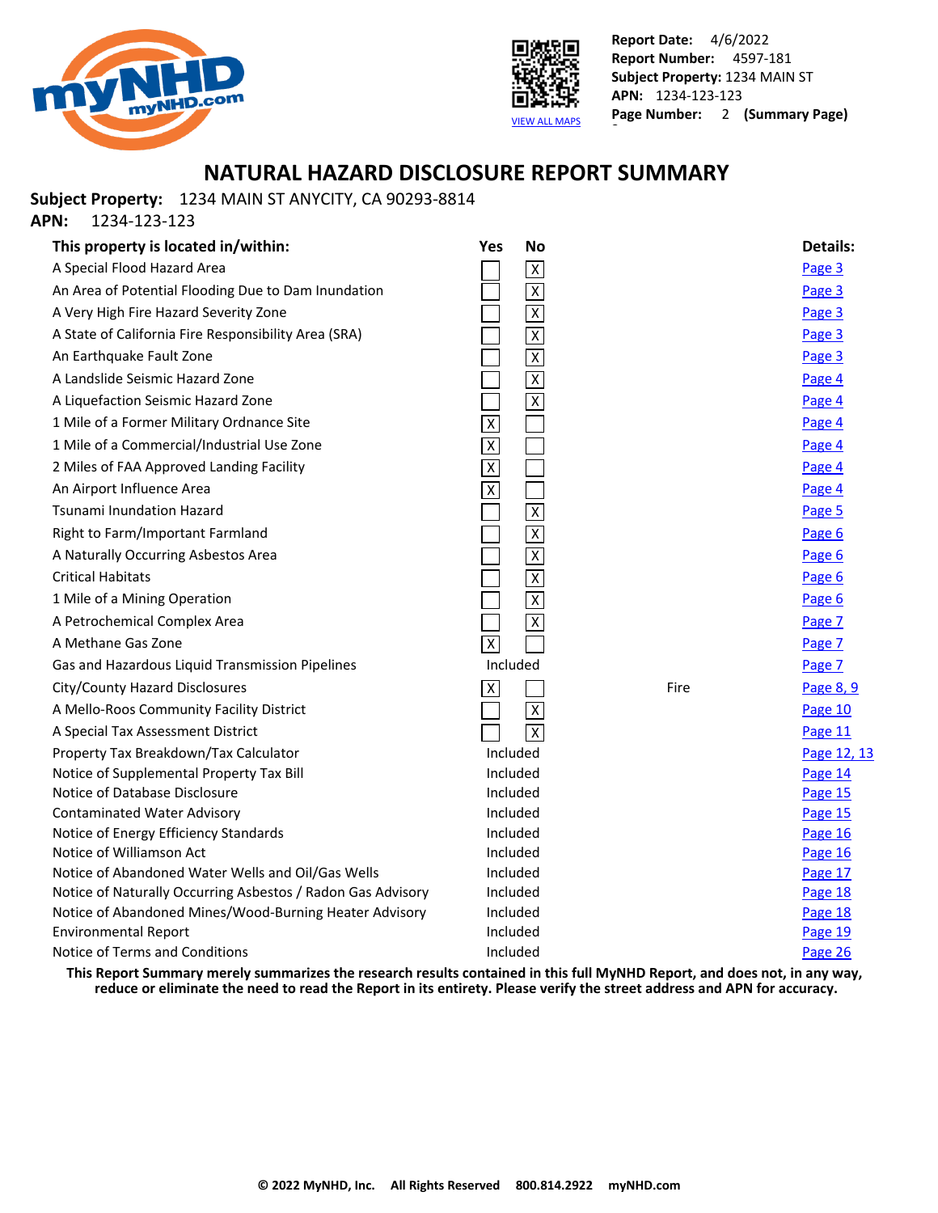Report Date: 4/6/2022
**Report Number:** 4597-181
**Subject Property:** 1234 MAIN ST
**APN:** 1234-123-123
**Page Number:** 2 **(Summary Page)**

VIEW ALL MAPS

# NATURAL HAZARD DISCLOSURE REPORT SUMMARY

**Subject Property:** 1234 MAIN ST ANYCITY, CA 90293-8814
**APN:** 1234-123-123

| This property is located in/within: | Yes | No | | Details: |
|---|---|---|---|---|
| A Special Flood Hazard Area | | X | | Page 3 |
| An Area of Potential Flooding Due to Dam Inundation | | X | | Page 3 |
| A Very High Fire Hazard Severity Zone | | X | | Page 3 |
| A State of California Fire Responsibility Area (SRA) | | X | | Page 3 |
| An Earthquake Fault Zone | | X | | Page 3 |
| A Landslide Seismic Hazard Zone | | X | | Page 4 |
| A Liquefaction Seismic Hazard Zone | | X | | Page 4 |
| 1 Mile of a Former Military Ordnance Site | X | | | Page 4 |
| 1 Mile of a Commercial/Industrial Use Zone | X | | | Page 4 |
| 2 Miles of FAA Approved Landing Facility | X | | | Page 4 |
| An Airport Influence Area | X | | | Page 4 |
| Tsunami Inundation Hazard | | X | | Page 5 |
| Right to Farm/Important Farmland | | X | | Page 6 |
| A Naturally Occurring Asbestos Area | | X | | Page 6 |
| Critical Habitats | | X | | Page 6 |
| 1 Mile of a Mining Operation | | X | | Page 6 |
| A Petrochemical Complex Area | | X | | Page 7 |
| A Methane Gas Zone | X | | | Page 7 |
| Gas and Hazardous Liquid Transmission Pipelines | Included | | | Page 7 |
| City/County Hazard Disclosures | X | | Fire | Page 8, 9 |
| A Mello-Roos Community Facility District | | X | | Page 10 |
| A Special Tax Assessment District | | X | | Page 11 |
| Property Tax Breakdown/Tax Calculator | Included | | | Page 12, 13 |
| Notice of Supplemental Property Tax Bill | Included | | | Page 14 |
| Notice of Database Disclosure | Included | | | Page 15 |
| Contaminated Water Advisory | Included | | | Page 15 |
| Notice of Energy Efficiency Standards | Included | | | Page 16 |
| Notice of Williamson Act | Included | | | Page 16 |
| Notice of Abandoned Water Wells and Oil/Gas Wells | Included | | | Page 17 |
| Notice of Naturally Occurring Asbestos / Radon Gas Advisory | Included | | | Page 18 |
| Notice of Abandoned Mines/Wood-Burning Heater Advisory | Included | | | Page 18 |
| Environmental Report | Included | | | Page 19 |
| Notice of Terms and Conditions | Included | | | Page 26 |

**This Report Summary merely summarizes the research results contained in this full MyNHD Report, and does not, in any way, reduce or eliminate the need to read the Report in its entirety. Please verify the street address and APN for accuracy.**

**© 2022 MyNHD, Inc. All Rights Reserved 800.814.2922 myNHD.com**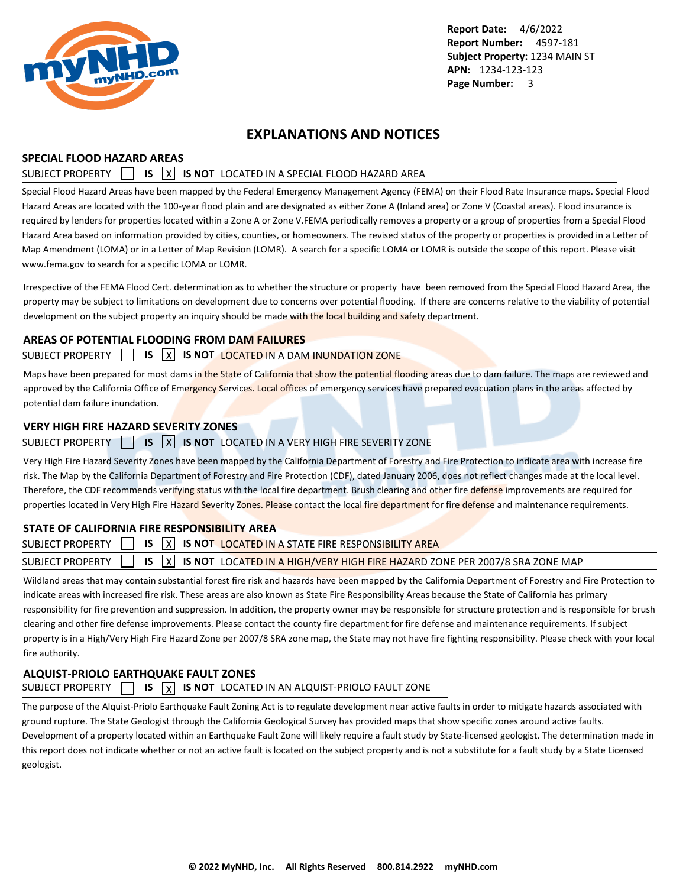Report Date: 4/6/2022
Report Number: 4597-181
Subject Property: 1234 MAIN ST
APN: 1234-123-123

# EXPLANATIONS AND NOTICES

## SPECIAL FLOOD HAZARD AREAS

SUBJECT PROPERTY [ ] **IS** [X] **IS NOT** LOCATED IN A SPECIAL FLOOD HAZARD AREA

Special Flood Hazard Areas have been mapped by the Federal Emergency Management Agency (FEMA) on their Flood Rate Insurance maps. Special Flood Hazard Areas are located with the 100-year flood plain and are designated as either Zone A (Inland area) or Zone V (Coastal areas). Flood insurance is required by lenders for properties located within a Zone A or Zone V.FEMA periodically removes a property or a group of properties from a Special Flood Hazard Area based on information provided by cities, counties, or homeowners. The revised status of the property or properties is provided in a Letter of Map Amendment (LOMA) or in a Letter of Map Revision (LOMR). A search for a specific LOMA or LOMR is outside the scope of this report. Please visit www.fema.gov to search for a specific LOMA or LOMR.

Irrespective of the FEMA Flood Cert. determination as to whether the structure or property have been removed from the Special Flood Hazard Area, the property may be subject to limitations on development due to concerns over potential flooding. If there are concerns relative to the viability of potential development on the subject property an inquiry should be made with the local building and safety department.

## AREAS OF POTENTIAL FLOODING FROM DAM FAILURES

SUBJECT PROPERTY [ ] **IS** [X] **IS NOT** LOCATED IN A DAM INUNDATION ZONE

Maps have been prepared for most dams in the State of California that show the potential flooding areas due to dam failure. The maps are reviewed and approved by the California Office of Emergency Services. Local offices of emergency services have prepared evacuation plans in the areas affected by potential dam failure inundation.

## VERY HIGH FIRE HAZARD SEVERITY ZONES

SUBJECT PROPERTY [ ] **IS** [X] **IS NOT** LOCATED IN A VERY HIGH FIRE SEVERITY ZONE

Very High Fire Hazard Severity Zones have been mapped by the California Department of Forestry and Fire Protection to indicate area with increase fire risk. The Map by the California Department of Forestry and Fire Protection (CDF), dated January 2006, does not reflect changes made at the local level. Therefore, the CDF recommends verifying status with the local fire department. Brush clearing and other fire defense improvements are required for properties located in Very High Fire Hazard Severity Zones. Please contact the local fire department for fire defense and maintenance requirements.

## STATE OF CALIFORNIA FIRE RESPONSIBILITY AREA

SUBJECT PROPERTY [ ] **IS** [X] **IS NOT** LOCATED IN A STATE FIRE RESPONSIBILITY AREA

SUBJECT PROPERTY [ ] **IS** [X] **IS NOT** LOCATED IN A HIGH/VERY HIGH FIRE HAZARD ZONE PER 2007/8 SRA ZONE MAP

Wildland areas that may contain substantial forest fire risk and hazards have been mapped by the California Department of Forestry and Fire Protection to indicate areas with increased fire risk. These areas are also known as State Fire Responsibility Areas because the State of California has primary responsibility for fire prevention and suppression. In addition, the property owner may be responsible for structure protection and is responsible for brush clearing and other fire defense improvements. Please contact the county fire department for fire defense and maintenance requirements. If subject property is in a High/Very High Fire Hazard Zone per 2007/8 SRA zone map, the State may not have fire fighting responsibility. Please check with your local fire authority.

## ALQUIST-PRIOLO EARTHQUAKE FAULT ZONES

SUBJECT PROPERTY [ ] **IS** [X] **IS NOT** LOCATED IN AN ALQUIST-PRIOLO FAULT ZONE

The purpose of the Alquist-Priolo Earthquake Fault Zoning Act is to regulate development near active faults in order to mitigate hazards associated with ground rupture. The State Geologist through the California Geological Survey has provided maps that show specific zones around active faults. Development of a property located within an Earthquake Fault Zone will likely require a fault study by State-licensed geologist. The determination made in this report does not indicate whether or not an active fault is located on the subject property and is not a substitute for a fault study by a State Licensed geologist.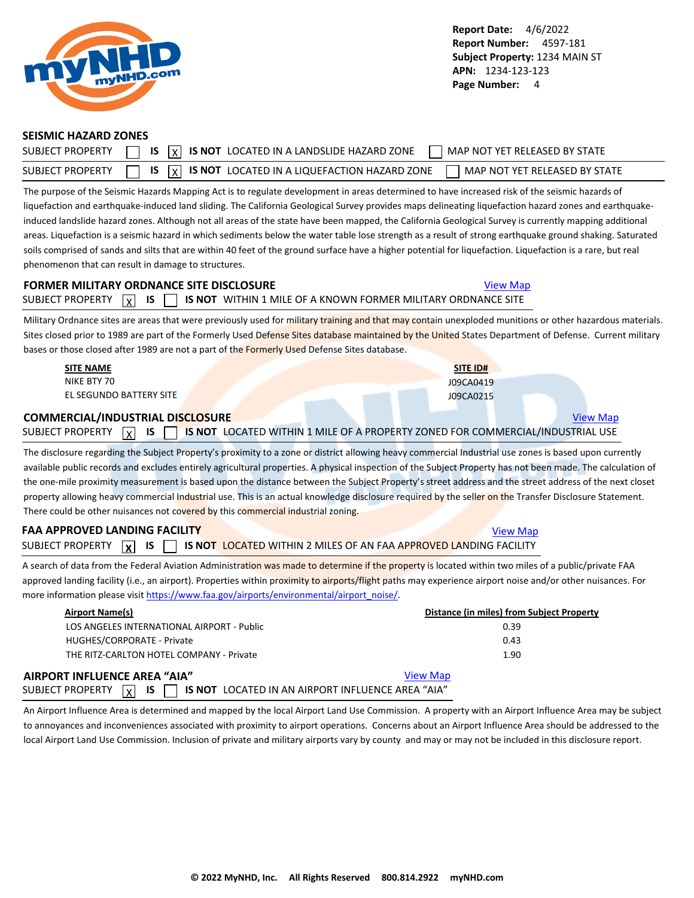Report Date: 4/6/2022
Report Number: 4597-181
Subject Property: 1234 MAIN ST
APN: 1234-123-123
Page Number: 4

## SEISMIC HAZARD ZONES

SUBJECT PROPERTY [ ] IS [X] IS NOT LOCATED IN A LANDSLIDE HAZARD ZONE [ ] MAP NOT YET RELEASED BY STATE

SUBJECT PROPERTY [ ] IS [X] IS NOT LOCATED IN A LIQUEFACTION HAZARD ZONE [ ] MAP NOT YET RELEASED BY STATE

The purpose of the Seismic Hazards Mapping Act is to regulate development in areas determined to have increased risk of the seismic hazards of liquefaction and earthquake-induced land sliding. The California Geological Survey provides maps delineating liquefaction hazard zones and earthquake-induced landslide hazard zones. Although not all areas of the state have been mapped, the California Geological Survey is currently mapping additional areas. Liquefaction is a seismic hazard in which sediments below the water table lose strength as a result of strong earthquake ground shaking. Saturated soils comprised of sands and silts that are within 40 feet of the ground surface have a higher potential for liquefaction. Liquefaction is a rare, but real phenomenon that can result in damage to structures.

## FORMER MILITARY ORDNANCE SITE DISCLOSURE

View Map

SUBJECT PROPERTY [X] IS [ ] IS NOT WITHIN 1 MILE OF A KNOWN FORMER MILITARY ORDNANCE SITE

Military Ordnance sites are areas that were previously used for military training and that may contain unexploded munitions or other hazardous materials. Sites closed prior to 1989 are part of the Formerly Used Defense Sites database maintained by the United States Department of Defense. Current military bases or those closed after 1989 are not a part of the Formerly Used Defense Sites database.

| SITE NAME | SITE ID# |
|---|---|
| NIKE BTY 70 | J09CA0419 |
| EL SEGUNDO BATTERY SITE | J09CA0215 |

## COMMERCIAL/INDUSTRIAL DISCLOSURE

View Map

SUBJECT PROPERTY [X] IS [ ] IS NOT LOCATED WITHIN 1 MILE OF A PROPERTY ZONED FOR COMMERCIAL/INDUSTRIAL USE

The disclosure regarding the Subject Property's proximity to a zone or district allowing heavy commercial Industrial use zones is based upon currently available public records and excludes entirely agricultural properties. A physical inspection of the Subject Property has not been made. The calculation of the one-mile proximity measurement is based upon the distance between the Subject Property's street address and the street address of the next closet property allowing heavy commercial Industrial use. This is an actual knowledge disclosure required by the seller on the Transfer Disclosure Statement. There could be other nuisances not covered by this commercial industrial zoning.

## FAA APPROVED LANDING FACILITY

View Map

SUBJECT PROPERTY [X] IS [ ] IS NOT LOCATED WITHIN 2 MILES OF AN FAA APPROVED LANDING FACILITY

A search of data from the Federal Aviation Administration was made to determine if the property is located within two miles of a public/private FAA approved landing facility (i.e., an airport). Properties within proximity to airports/flight paths may experience airport noise and/or other nuisances. For more information please visit https://www.faa.gov/airports/environmental/airport_noise/.

| Airport Name(s) | Distance (in miles) from Subject Property |
|---|---|
| LOS ANGELES INTERNATIONAL AIRPORT - Public | 0.39 |
| HUGHES/CORPORATE - Private | 0.43 |
| THE RITZ-CARLTON HOTEL COMPANY - Private | 1.90 |

## AIRPORT INFLUENCE AREA "AIA"

View Map

SUBJECT PROPERTY [X] IS [ ] IS NOT LOCATED IN AN AIRPORT INFLUENCE AREA "AIA"

An Airport Influence Area is determined and mapped by the local Airport Land Use Commission. A property with an Airport Influence Area may be subject to annoyances and inconveniences associated with proximity to airport operations. Concerns about an Airport Influence Area should be addressed to the local Airport Land Use Commission. Inclusion of private and military airports vary by county and may or may not be included in this disclosure report.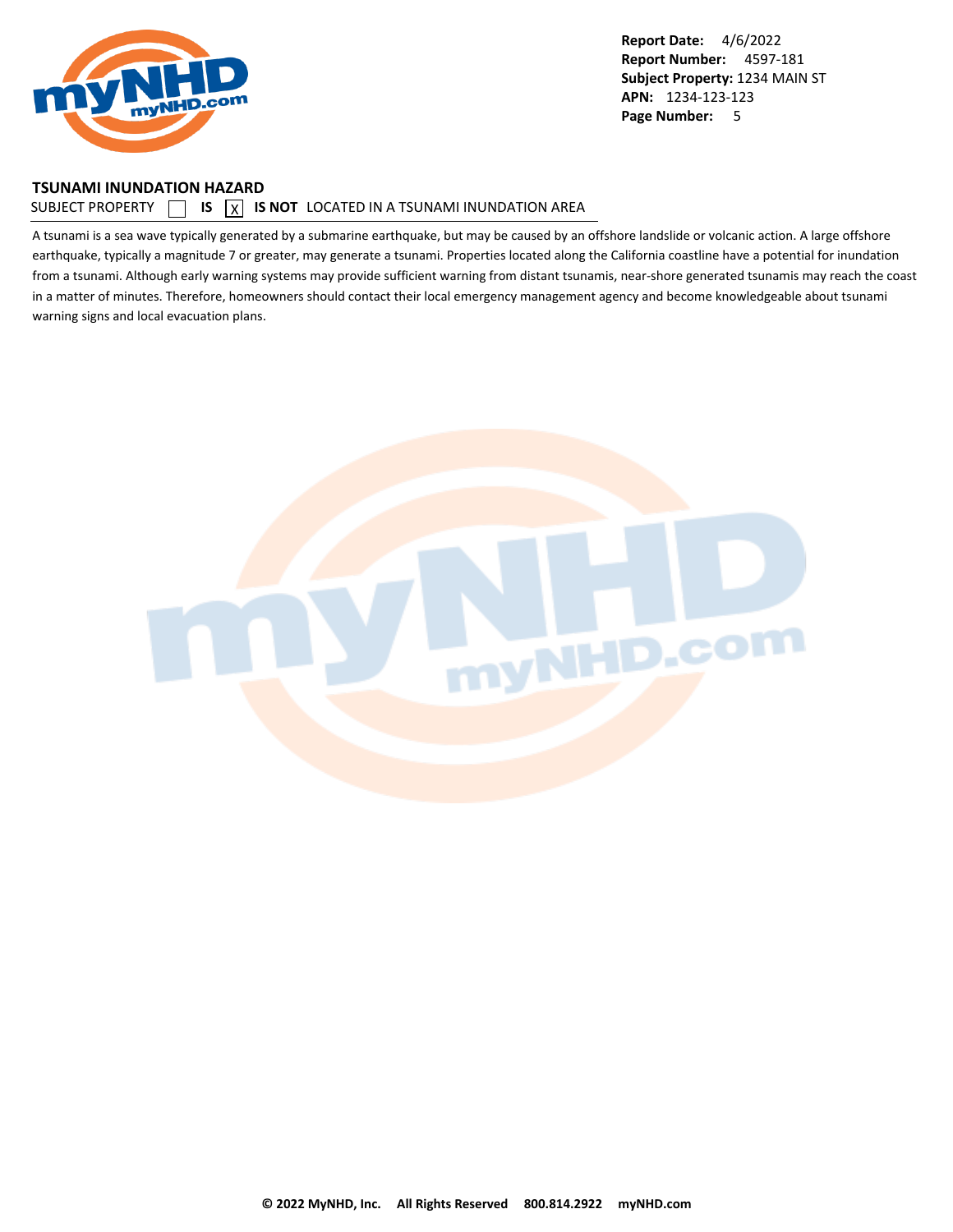**Report Date:** 4/6/2022
**Report Number:** 4597-181
**Subject Property:** 1234 MAIN ST
**APN:** 1234-123-123
**Page Number:** 5

## TSUNAMI INUNDATION HAZARD

SUBJECT PROPERTY [ ] **IS** [X] **IS NOT** LOCATED IN A TSUNAMI INUNDATION AREA

A tsunami is a sea wave typically generated by a submarine earthquake, but may be caused by an offshore landslide or volcanic action. A large offshore earthquake, typically a magnitude 7 or greater, may generate a tsunami. Properties located along the California coastline have a potential for inundation from a tsunami. Although early warning systems may provide sufficient warning from distant tsunamis, near-shore generated tsunamis may reach the coast in a matter of minutes. Therefore, homeowners should contact their local emergency management agency and become knowledgeable about tsunami warning signs and local evacuation plans.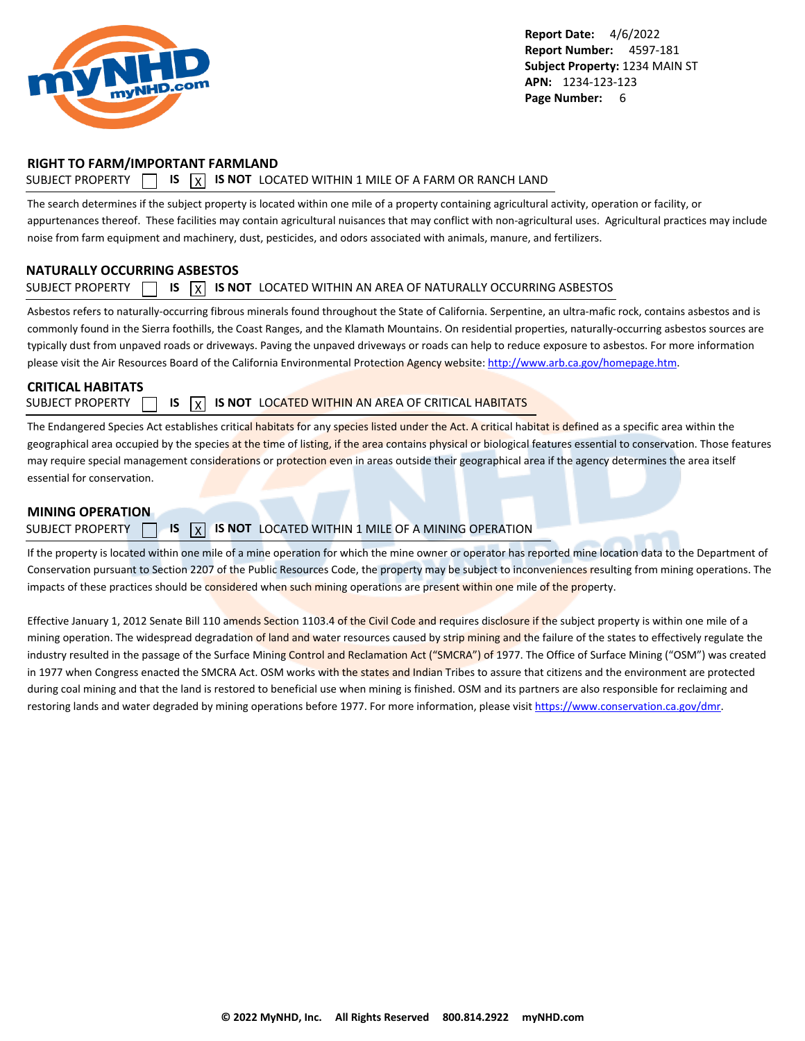## RIGHT TO FARM/IMPORTANT FARMLAND

SUBJECT PROPERTY ☐ IS ☒ **IS NOT** LOCATED WITHIN 1 MILE OF A FARM OR RANCH LAND

The search determines if the subject property is located within one mile of a property containing agricultural activity, operation or facility, or appurtenances thereof. These facilities may contain agricultural nuisances that may conflict with non-agricultural uses. Agricultural practices may include noise from farm equipment and machinery, dust, pesticides, and odors associated with animals, manure, and fertilizers.

## NATURALLY OCCURRING ASBESTOS

SUBJECT PROPERTY ☐ IS ☒ **IS NOT** LOCATED WITHIN AN AREA OF NATURALLY OCCURRING ASBESTOS

Asbestos refers to naturally-occurring fibrous minerals found throughout the State of California. Serpentine, an ultra-mafic rock, contains asbestos and is commonly found in the Sierra foothills, the Coast Ranges, and the Klamath Mountains. On residential properties, naturally-occurring asbestos sources are typically dust from unpaved roads or driveways. Paving the unpaved driveways or roads can help to reduce exposure to asbestos. For more information please visit the Air Resources Board of the California Environmental Protection Agency website: http://www.arb.ca.gov/homepage.htm.

## CRITICAL HABITATS

SUBJECT PROPERTY ☐ IS ☒ **IS NOT** LOCATED WITHIN AN AREA OF CRITICAL HABITATS

The Endangered Species Act establishes critical habitats for any species listed under the Act. A critical habitat is defined as a specific area within the geographical area occupied by the species at the time of listing, if the area contains physical or biological features essential to conservation. Those features may require special management considerations or protection even in areas outside their geographical area if the agency determines the area itself essential for conservation.

## MINING OPERATION

SUBJECT PROPERTY ☐ IS ☒ **IS NOT** LOCATED WITHIN 1 MILE OF A MINING OPERATION

If the property is located within one mile of a mine operation for which the mine owner or operator has reported mine location data to the Department of Conservation pursuant to Section 2207 of the Public Resources Code, the property may be subject to inconveniences resulting from mining operations. The impacts of these practices should be considered when such mining operations are present within one mile of the property.

Effective January 1, 2012 Senate Bill 110 amends Section 1103.4 of the Civil Code and requires disclosure if the subject property is within one mile of a mining operation. The widespread degradation of land and water resources caused by strip mining and the failure of the states to effectively regulate the industry resulted in the passage of the Surface Mining Control and Reclamation Act ("SMCRA") of 1977. The Office of Surface Mining ("OSM") was created in 1977 when Congress enacted the SMCRA Act. OSM works with the states and Indian Tribes to assure that citizens and the environment are protected during coal mining and that the land is restored to beneficial use when mining is finished. OSM and its partners are also responsible for reclaiming and restoring lands and water degraded by mining operations before 1977. For more information, please visit https://www.conservation.ca.gov/dmr.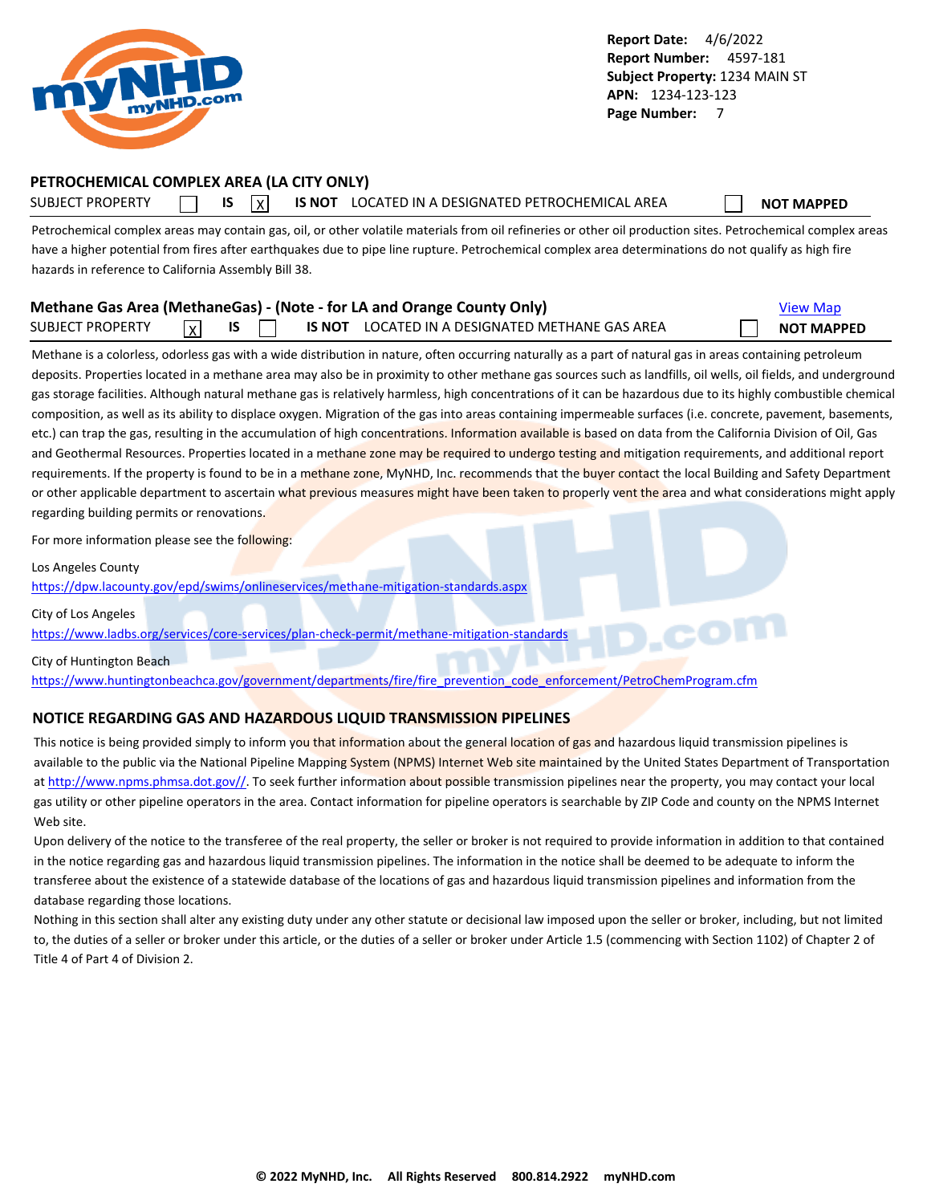**Report Date:** 4/6/2022
**Report Number:** 4597-181
**Subject Property:** 1234 MAIN ST
**APN:** 1234-123-123

## PETROCHEMICAL COMPLEX AREA (LA CITY ONLY)

SUBJECT PROPERTY [ ] **IS** [X] **IS NOT** LOCATED IN A DESIGNATED PETROCHEMICAL AREA [ ] **NOT MAPPED**

Petrochemical complex areas may contain gas, oil, or other volatile materials from oil refineries or other oil production sites. Petrochemical complex areas have a higher potential from fires after earthquakes due to pipe line rupture. Petrochemical complex area determinations do not qualify as high fire hazards in reference to California Assembly Bill 38.

## Methane Gas Area (MethaneGas) - (Note - for LA and Orange County Only)

View Map

SUBJECT PROPERTY [X] **IS** [ ] **IS NOT** LOCATED IN A DESIGNATED METHANE GAS AREA [ ] **NOT MAPPED**

Methane is a colorless, odorless gas with a wide distribution in nature, often occurring naturally as a part of natural gas in areas containing petroleum deposits. Properties located in a methane area may also be in proximity to other methane gas sources such as landfills, oil wells, oil fields, and underground gas storage facilities. Although natural methane gas is relatively harmless, high concentrations of it can be hazardous due to its highly combustible chemical composition, as well as its ability to displace oxygen. Migration of the gas into areas containing impermeable surfaces (i.e. concrete, pavement, basements, etc.) can trap the gas, resulting in the accumulation of high concentrations. Information available is based on data from the California Division of Oil, Gas and Geothermal Resources. Properties located in a methane zone may be required to undergo testing and mitigation requirements, and additional report requirements. If the property is found to be in a methane zone, MyNHD, Inc. recommends that the buyer contact the local Building and Safety Department or other applicable department to ascertain what previous measures might have been taken to properly vent the area and what considerations might apply regarding building permits or renovations.

For more information please see the following:

Los Angeles County
https://dpw.lacounty.gov/epd/swims/onlineservices/methane-mitigation-standards.aspx

City of Los Angeles
https://www.ladbs.org/services/core-services/plan-check-permit/methane-mitigation-standards

City of Huntington Beach
https://www.huntingtonbeachca.gov/government/departments/fire/fire_prevention_code_enforcement/PetroChemProgram.cfm

## NOTICE REGARDING GAS AND HAZARDOUS LIQUID TRANSMISSION PIPELINES

This notice is being provided simply to inform you that information about the general location of gas and hazardous liquid transmission pipelines is available to the public via the National Pipeline Mapping System (NPMS) Internet Web site maintained by the United States Department of Transportation at http://www.npms.phmsa.dot.gov//. To seek further information about possible transmission pipelines near the property, you may contact your local gas utility or other pipeline operators in the area. Contact information for pipeline operators is searchable by ZIP Code and county on the NPMS Internet Web site.

Upon delivery of the notice to the transferee of the real property, the seller or broker is not required to provide information in addition to that contained in the notice regarding gas and hazardous liquid transmission pipelines. The information in the notice shall be deemed to be adequate to inform the transferee about the existence of a statewide database of the locations of gas and hazardous liquid transmission pipelines and information from the database regarding those locations.

Nothing in this section shall alter any existing duty under any other statute or decisional law imposed upon the seller or broker, including, but not limited to, the duties of a seller or broker under this article, or the duties of a seller or broker under Article 1.5 (commencing with Section 1102) of Chapter 2 of Title 4 of Part 4 of Division 2.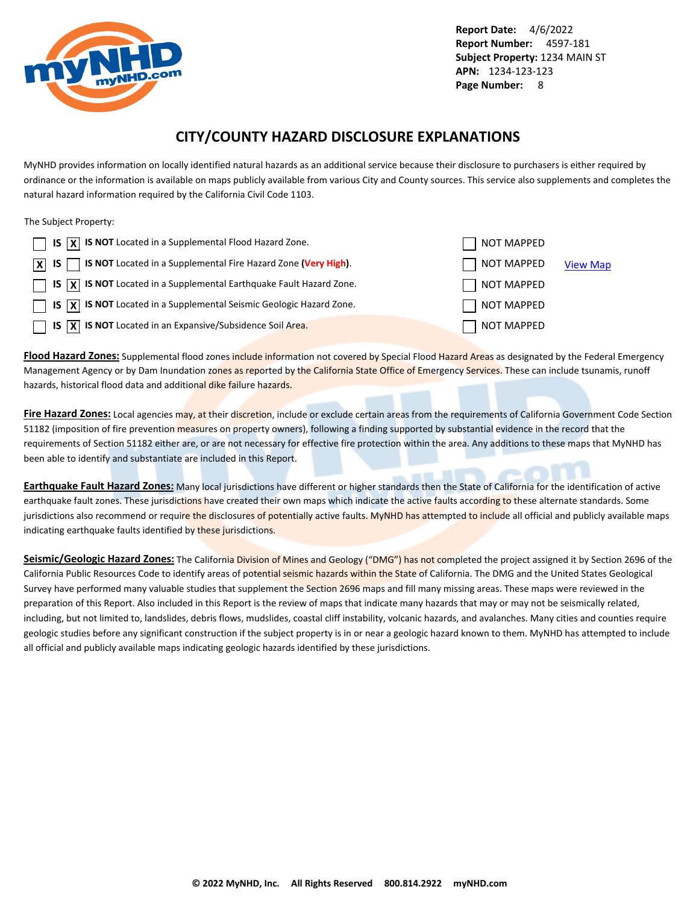**Report Date:** 4/6/2022
**Report Number:** 4597-181
**Subject Property:** 1234 MAIN ST
**APN:** 1234-123-123

# CITY/COUNTY HAZARD DISCLOSURE EXPLANATIONS

MyNHD provides information on locally identified natural hazards as an additional service because their disclosure to purchasers is either required by ordinance or the information is available on maps publicly available from various City and County sources. This service also supplements and completes the natural hazard information required by the California Civil Code 1103.

The Subject Property:

| IS | IS NOT | | |
|---|---|---|---|
| [ ] IS | [X] **IS NOT** | Located in a Supplemental Flood Hazard Zone. | [ ] NOT MAPPED |
| [X] IS | [ ] **IS NOT** | Located in a Supplemental Fire Hazard Zone (**Very High**). | [ ] NOT MAPPED View Map |
| [ ] IS | [X] **IS NOT** | Located in a Supplemental Earthquake Fault Hazard Zone. | [ ] NOT MAPPED |
| [ ] IS | [X] **IS NOT** | Located in a Supplemental Seismic Geologic Hazard Zone. | [ ] NOT MAPPED |
| [ ] IS | [X] **IS NOT** | Located in an Expansive/Subsidence Soil Area. | [ ] NOT MAPPED |

**Flood Hazard Zones:** Supplemental flood zones include information not covered by Special Flood Hazard Areas as designated by the Federal Emergency Management Agency or by Dam Inundation zones as reported by the California State Office of Emergency Services. These can include tsunamis, runoff hazards, historical flood data and additional dike failure hazards.

**Fire Hazard Zones:** Local agencies may, at their discretion, include or exclude certain areas from the requirements of California Government Code Section 51182 (imposition of fire prevention measures on property owners), following a finding supported by substantial evidence in the record that the requirements of Section 51182 either are, or are not necessary for effective fire protection within the area. Any additions to these maps that MyNHD has been able to identify and substantiate are included in this Report.

**Earthquake Fault Hazard Zones:** Many local jurisdictions have different or higher standards then the State of California for the identification of active earthquake fault zones. These jurisdictions have created their own maps which indicate the active faults according to these alternate standards. Some jurisdictions also recommend or require the disclosures of potentially active faults. MyNHD has attempted to include all official and publicly available maps indicating earthquake faults identified by these jurisdictions.

**Seismic/Geologic Hazard Zones:** The California Division of Mines and Geology ("DMG") has not completed the project assigned it by Section 2696 of the California Public Resources Code to identify areas of potential seismic hazards within the State of California. The DMG and the United States Geological Survey have performed many valuable studies that supplement the Section 2696 maps and fill many missing areas. These maps were reviewed in the preparation of this Report. Also included in this Report is the review of maps that indicate many hazards that may or may not be seismically related, including, but not limited to, landslides, debris flows, mudslides, coastal cliff instability, volcanic hazards, and avalanches. Many cities and counties require geologic studies before any significant construction if the subject property is in or near a geologic hazard known to them. MyNHD has attempted to include all official and publicly available maps indicating geologic hazards identified by these jurisdictions.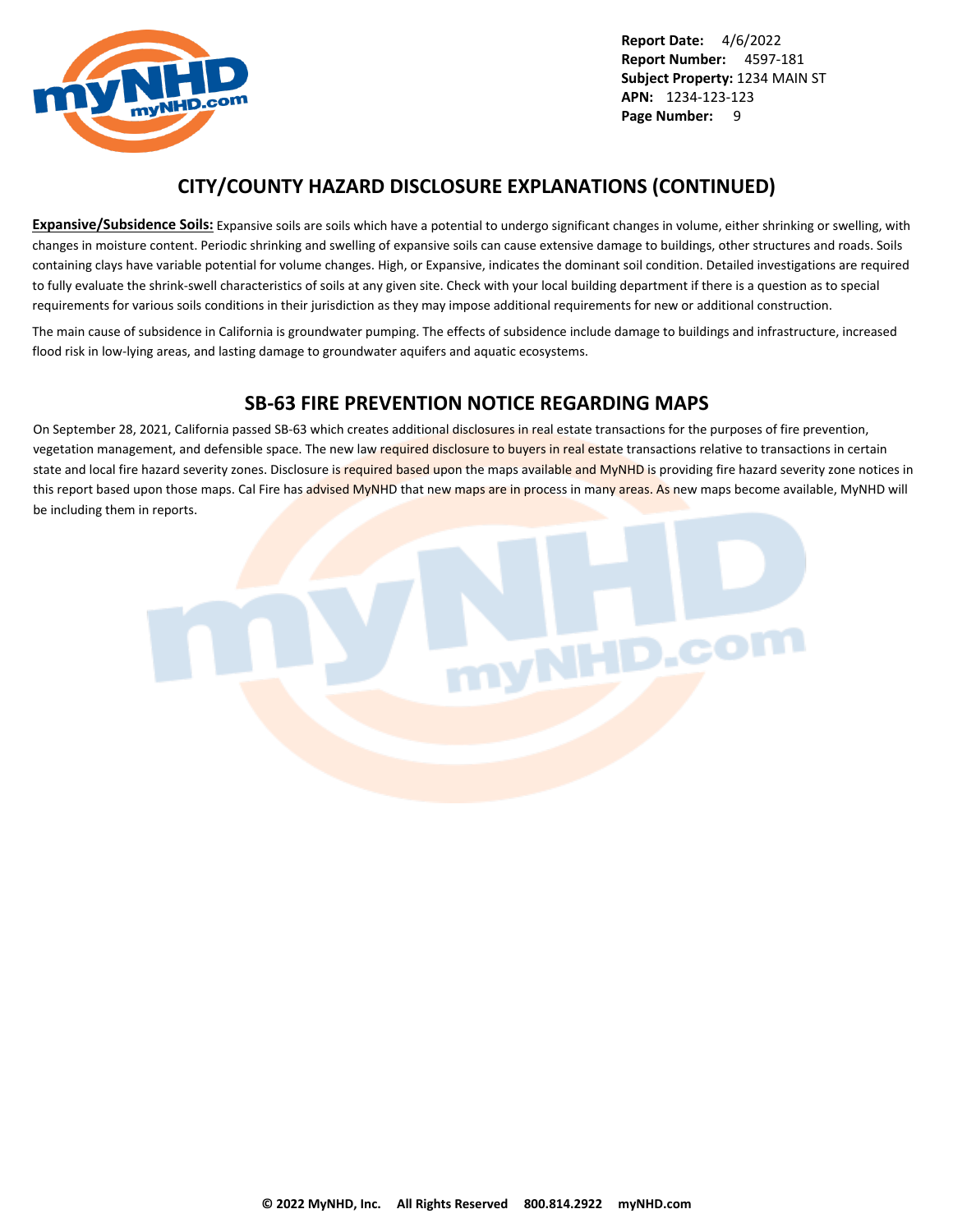## CITY/COUNTY HAZARD DISCLOSURE EXPLANATIONS (CONTINUED)

**Expansive/Subsidence Soils:** Expansive soils are soils which have a potential to undergo significant changes in volume, either shrinking or swelling, with changes in moisture content. Periodic shrinking and swelling of expansive soils can cause extensive damage to buildings, other structures and roads. Soils containing clays have variable potential for volume changes. High, or Expansive, indicates the dominant soil condition. Detailed investigations are required to fully evaluate the shrink-swell characteristics of soils at any given site. Check with your local building department if there is a question as to special requirements for various soils conditions in their jurisdiction as they may impose additional requirements for new or additional construction.

The main cause of subsidence in California is groundwater pumping. The effects of subsidence include damage to buildings and infrastructure, increased flood risk in low-lying areas, and lasting damage to groundwater aquifers and aquatic ecosystems.

## SB-63 FIRE PREVENTION NOTICE REGARDING MAPS

On September 28, 2021, California passed SB-63 which creates additional disclosures in real estate transactions for the purposes of fire prevention, vegetation management, and defensible space. The new law required disclosure to buyers in real estate transactions relative to transactions in certain state and local fire hazard severity zones. Disclosure is required based upon the maps available and MyNHD is providing fire hazard severity zone notices in this report based upon those maps. Cal Fire has advised MyNHD that new maps are in process in many areas. As new maps become available, MyNHD will be including them in reports.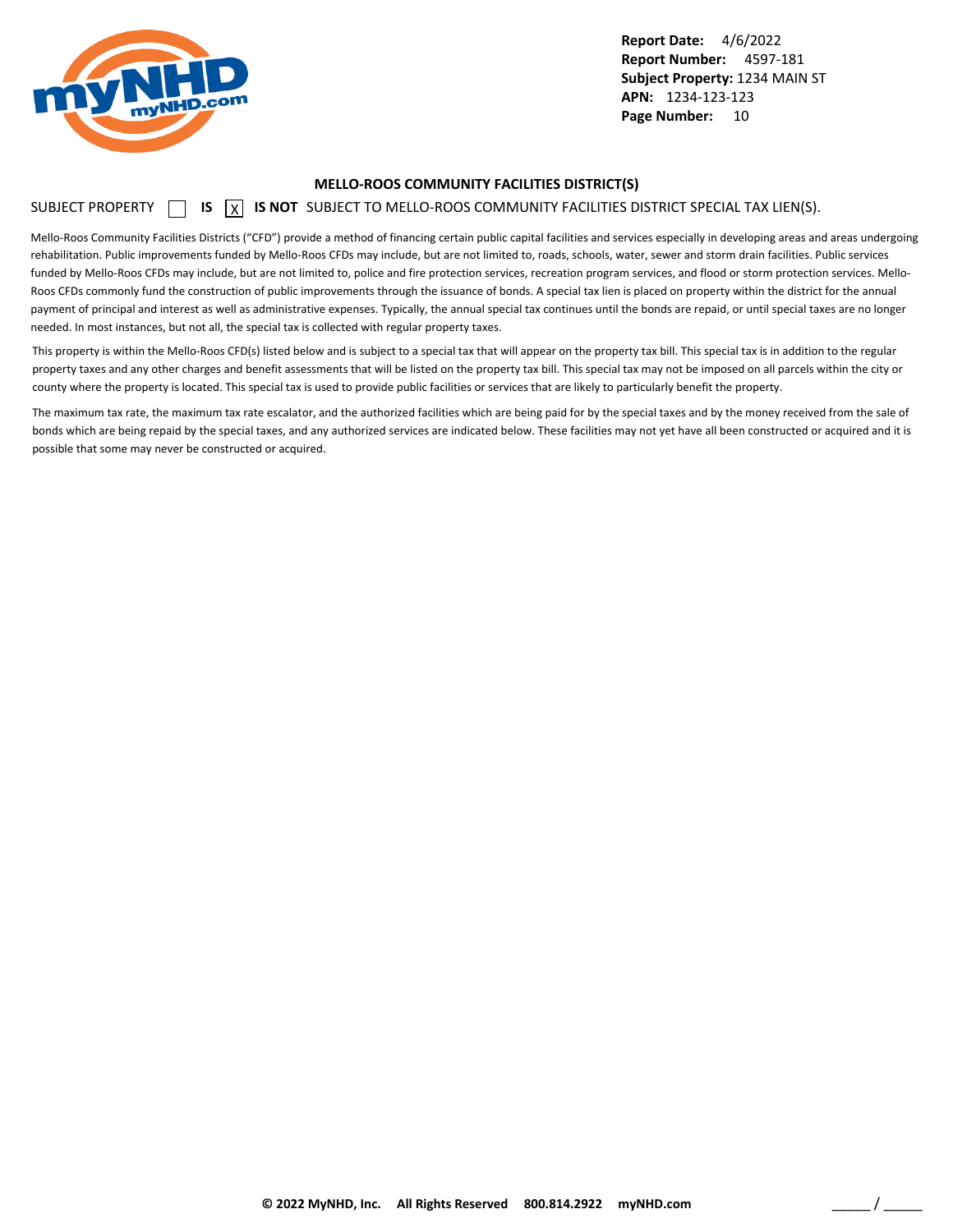Report Date: 4/6/2022
Report Number: 4597-181
Subject Property: 1234 MAIN ST
APN: 1234-123-123

## MELLO-ROOS COMMUNITY FACILITIES DISTRICT(S)

SUBJECT PROPERTY ☐ **IS** ☒ **IS NOT** SUBJECT TO MELLO-ROOS COMMUNITY FACILITIES DISTRICT SPECIAL TAX LIEN(S).

Mello-Roos Community Facilities Districts ("CFD") provide a method of financing certain public capital facilities and services especially in developing areas and areas undergoing rehabilitation. Public improvements funded by Mello-Roos CFDs may include, but are not limited to, roads, schools, water, sewer and storm drain facilities. Public services funded by Mello-Roos CFDs may include, but are not limited to, police and fire protection services, recreation program services, and flood or storm protection services. Mello-Roos CFDs commonly fund the construction of public improvements through the issuance of bonds. A special tax lien is placed on property within the district for the annual payment of principal and interest as well as administrative expenses. Typically, the annual special tax continues until the bonds are repaid, or until special taxes are no longer needed. In most instances, but not all, the special tax is collected with regular property taxes.

This property is within the Mello-Roos CFD(s) listed below and is subject to a special tax that will appear on the property tax bill. This special tax is in addition to the regular property taxes and any other charges and benefit assessments that will be listed on the property tax bill. This special tax may not be imposed on all parcels within the city or county where the property is located. This special tax is used to provide public facilities or services that are likely to particularly benefit the property.

The maximum tax rate, the maximum tax rate escalator, and the authorized facilities which are being paid for by the special taxes and by the money received from the sale of bonds which are being repaid by the special taxes, and any authorized services are indicated below. These facilities may not yet have all been constructed or acquired and it is possible that some may never be constructed or acquired.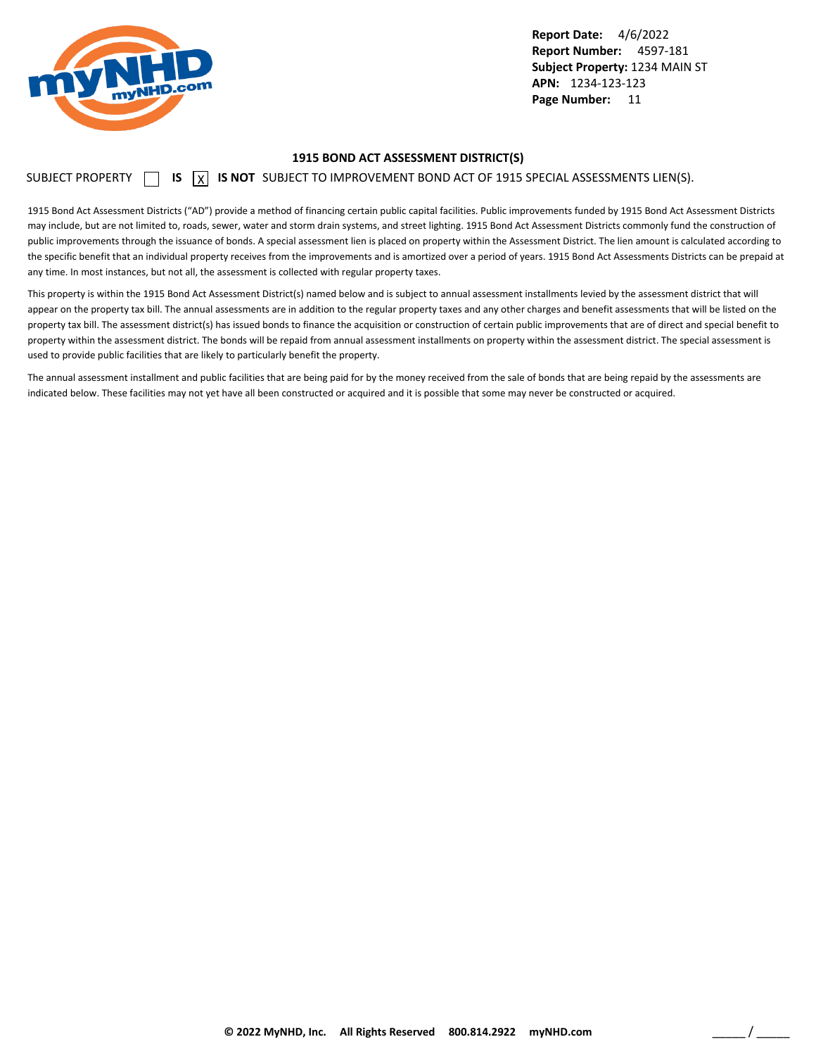## 1915 BOND ACT ASSESSMENT DISTRICT(S)

SUBJECT PROPERTY ☐ **IS** ☒ **IS NOT** SUBJECT TO IMPROVEMENT BOND ACT OF 1915 SPECIAL ASSESSMENTS LIEN(S).

1915 Bond Act Assessment Districts ("AD") provide a method of financing certain public capital facilities. Public improvements funded by 1915 Bond Act Assessment Districts may include, but are not limited to, roads, sewer, water and storm drain systems, and street lighting. 1915 Bond Act Assessment Districts commonly fund the construction of public improvements through the issuance of bonds. A special assessment lien is placed on property within the Assessment District. The lien amount is calculated according to the specific benefit that an individual property receives from the improvements and is amortized over a period of years. 1915 Bond Act Assessments Districts can be prepaid at any time. In most instances, but not all, the assessment is collected with regular property taxes.

This property is within the 1915 Bond Act Assessment District(s) named below and is subject to annual assessment installments levied by the assessment district that will appear on the property tax bill. The annual assessments are in addition to the regular property taxes and any other charges and benefit assessments that will be listed on the property tax bill. The assessment district(s) has issued bonds to finance the acquisition or construction of certain public improvements that are of direct and special benefit to property within the assessment district. The bonds will be repaid from annual assessment installments on property within the assessment district. The special assessment is used to provide public facilities that are likely to particularly benefit the property.

The annual assessment installment and public facilities that are being paid for by the money received from the sale of bonds that are being repaid by the assessments are indicated below. These facilities may not yet have all been constructed or acquired and it is possible that some may never be constructed or acquired.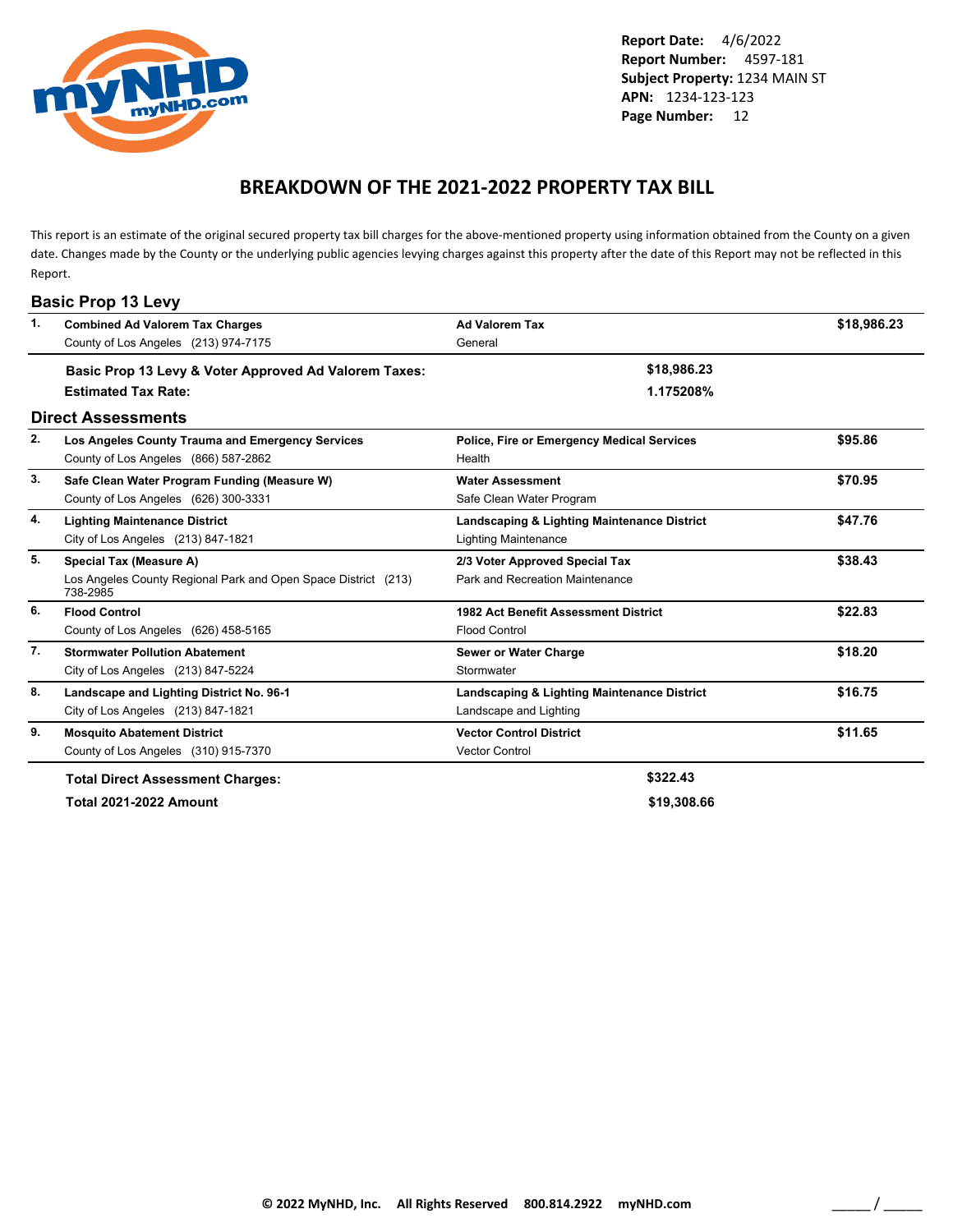**Report Date:** 4/6/2022
**Report Number:** 4597-181
**Subject Property:** 1234 MAIN ST
**APN:** 1234-123-123
**Page Number:** 12

# BREAKDOWN OF THE 2021-2022 PROPERTY TAX BILL

This report is an estimate of the original secured property tax bill charges for the above-mentioned property using information obtained from the County on a given date. Changes made by the County or the underlying public agencies levying charges against this property after the date of this Report may not be reflected in this Report.

## Basic Prop 13 Levy

| # | Charge / Agency | Type / Category | Amount |
|---|---|---|---|
| 1. | **Combined Ad Valorem Tax Charges**<br>County of Los Angeles (213) 974-7175 | **Ad Valorem Tax**<br>General | **$18,986.23** |

**Basic Prop 13 Levy & Voter Approved Ad Valorem Taxes:** **$18,986.23**
**Estimated Tax Rate:** **1.175208%**

## Direct Assessments

| # | Charge / Agency | Type / Category | Amount |
|---|---|---|---|
| 2. | **Los Angeles County Trauma and Emergency Services**<br>County of Los Angeles (866) 587-2862 | **Police, Fire or Emergency Medical Services**<br>Health | **$95.86** |
| 3. | **Safe Clean Water Program Funding (Measure W)**<br>County of Los Angeles (626) 300-3331 | **Water Assessment**<br>Safe Clean Water Program | **$70.95** |
| 4. | **Lighting Maintenance District**<br>City of Los Angeles (213) 847-1821 | **Landscaping & Lighting Maintenance District**<br>Lighting Maintenance | **$47.76** |
| 5. | **Special Tax (Measure A)**<br>Los Angeles County Regional Park and Open Space District (213) 738-2985 | **2/3 Voter Approved Special Tax**<br>Park and Recreation Maintenance | **$38.43** |
| 6. | **Flood Control**<br>County of Los Angeles (626) 458-5165 | **1982 Act Benefit Assessment District**<br>Flood Control | **$22.83** |
| 7. | **Stormwater Pollution Abatement**<br>City of Los Angeles (213) 847-5224 | **Sewer or Water Charge**<br>Stormwater | **$18.20** |
| 8. | **Landscape and Lighting District No. 96-1**<br>City of Los Angeles (213) 847-1821 | **Landscaping & Lighting Maintenance District**<br>Landscape and Lighting | **$16.75** |
| 9. | **Mosquito Abatement District**<br>County of Los Angeles (310) 915-7370 | **Vector Control District**<br>Vector Control | **$11.65** |

**Total Direct Assessment Charges:** **$322.43**
**Total 2021-2022 Amount** **$19,308.66**

**© 2022 MyNHD, Inc. All Rights Reserved 800.814.2922 myNHD.com**

_____ / _____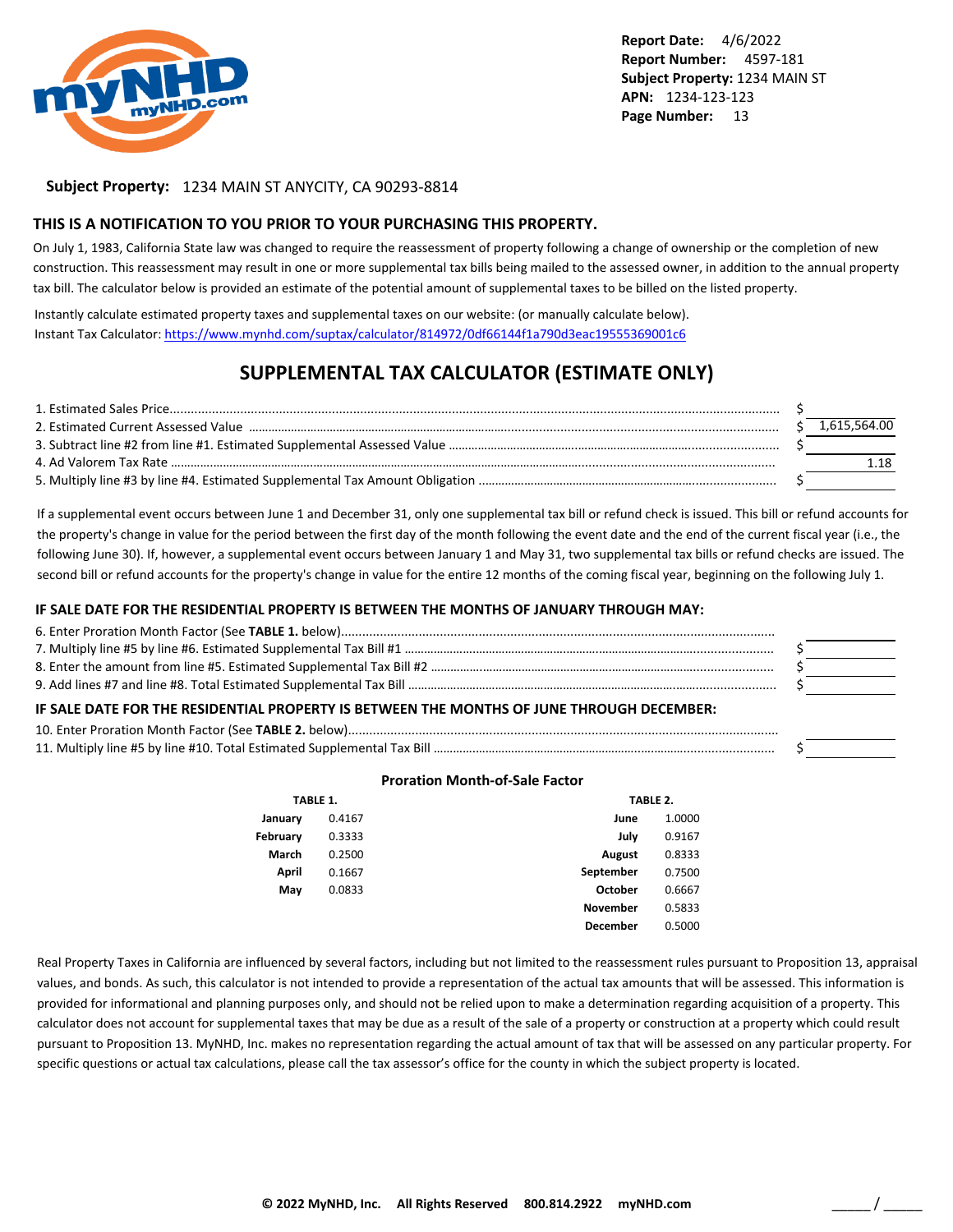**Report Date:** 4/6/2022
**Report Number:** 4597-181
**Subject Property:** 1234 MAIN ST
**APN:** 1234-123-123

**Subject Property:** 1234 MAIN ST ANYCITY, CA 90293-8814

## THIS IS A NOTIFICATION TO YOU PRIOR TO YOUR PURCHASING THIS PROPERTY.

On July 1, 1983, California State law was changed to require the reassessment of property following a change of ownership or the completion of new construction. This reassessment may result in one or more supplemental tax bills being mailed to the assessed owner, in addition to the annual property tax bill. The calculator below is provided an estimate of the potential amount of supplemental taxes to be billed on the listed property.

Instantly calculate estimated property taxes and supplemental taxes on our website: (or manually calculate below).
Instant Tax Calculator: https://www.mynhd.com/suptax/calculator/814972/0df66144f1a790d3eac19555369001c6

# SUPPLEMENTAL TAX CALCULATOR (ESTIMATE ONLY)

| | |
|---|---|
| 1. Estimated Sales Price | $ |
| 2. Estimated Current Assessed Value | $ 1,615,564.00 |
| 3. Subtract line #2 from line #1. Estimated Supplemental Assessed Value | $ |
| 4. Ad Valorem Tax Rate | 1.18 |
| 5. Multiply line #3 by line #4. Estimated Supplemental Tax Amount Obligation | $ |

If a supplemental event occurs between June 1 and December 31, only one supplemental tax bill or refund check is issued. This bill or refund accounts for the property's change in value for the period between the first day of the month following the event date and the end of the current fiscal year (i.e., the following June 30). If, however, a supplemental event occurs between January 1 and May 31, two supplemental tax bills or refund checks are issued. The second bill or refund accounts for the property's change in value for the entire 12 months of the coming fiscal year, beginning on the following July 1.

### IF SALE DATE FOR THE RESIDENTIAL PROPERTY IS BETWEEN THE MONTHS OF JANUARY THROUGH MAY:

| | |
|---|---|
| 6. Enter Proration Month Factor (See **TABLE 1.** below) | |
| 7. Multiply line #5 by line #6. Estimated Supplemental Tax Bill #1 | $ |
| 8. Enter the amount from line #5. Estimated Supplemental Tax Bill #2 | $ |
| 9. Add lines #7 and line #8. Total Estimated Supplemental Tax Bill | $ |

### IF SALE DATE FOR THE RESIDENTIAL PROPERTY IS BETWEEN THE MONTHS OF JUNE THROUGH DECEMBER:

| | |
|---|---|
| 10. Enter Proration Month Factor (See **TABLE 2.** below) | |
| 11. Multiply line #5 by line #10. Total Estimated Supplemental Tax Bill | $ |

### Proration Month-of-Sale Factor

**TABLE 1.**

| Month | Factor |
|---|---|
| January | 0.4167 |
| February | 0.3333 |
| March | 0.2500 |
| April | 0.1667 |
| May | 0.0833 |

**TABLE 2.**

| Month | Factor |
|---|---|
| June | 1.0000 |
| July | 0.9167 |
| August | 0.8333 |
| September | 0.7500 |
| October | 0.6667 |
| November | 0.5833 |
| December | 0.5000 |

Real Property Taxes in California are influenced by several factors, including but not limited to the reassessment rules pursuant to Proposition 13, appraisal values, and bonds. As such, this calculator is not intended to provide a representation of the actual tax amounts that will be assessed. This information is provided for informational and planning purposes only, and should not be relied upon to make a determination regarding acquisition of a property. This calculator does not account for supplemental taxes that may be due as a result of the sale of a property or construction at a property which could result pursuant to Proposition 13. MyNHD, Inc. makes no representation regarding the actual amount of tax that will be assessed on any particular property. For specific questions or actual tax calculations, please call the tax assessor's office for the county in which the subject property is located.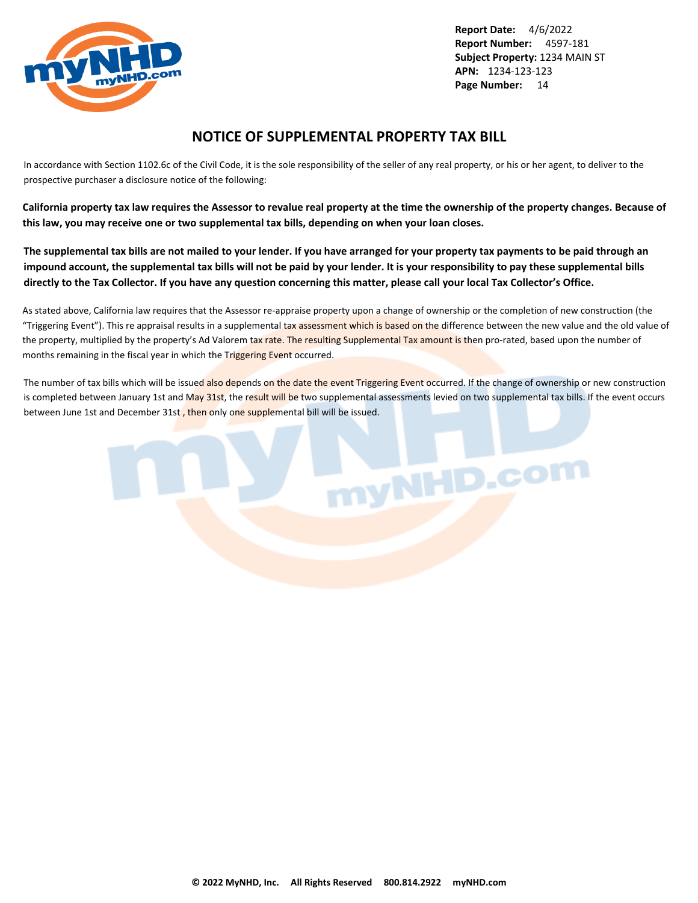**Report Date:** 4/6/2022
**Report Number:** 4597-181
**Subject Property:** 1234 MAIN ST
**APN:** 1234-123-123

# NOTICE OF SUPPLEMENTAL PROPERTY TAX BILL

In accordance with Section 1102.6c of the Civil Code, it is the sole responsibility of the seller of any real property, or his or her agent, to deliver to the prospective purchaser a disclosure notice of the following:

**California property tax law requires the Assessor to revalue real property at the time the ownership of the property changes. Because of this law, you may receive one or two supplemental tax bills, depending on when your loan closes.**

**The supplemental tax bills are not mailed to your lender. If you have arranged for your property tax payments to be paid through an impound account, the supplemental tax bills will not be paid by your lender. It is your responsibility to pay these supplemental bills directly to the Tax Collector. If you have any question concerning this matter, please call your local Tax Collector's Office.**

As stated above, California law requires that the Assessor re-appraise property upon a change of ownership or the completion of new construction (the "Triggering Event"). This re appraisal results in a supplemental tax assessment which is based on the difference between the new value and the old value of the property, multiplied by the property's Ad Valorem tax rate. The resulting Supplemental Tax amount is then pro-rated, based upon the number of months remaining in the fiscal year in which the Triggering Event occurred.

The number of tax bills which will be issued also depends on the date the event Triggering Event occurred. If the change of ownership or new construction is completed between January 1st and May 31st, the result will be two supplemental assessments levied on two supplemental tax bills. If the event occurs between June 1st and December 31st , then only one supplemental bill will be issued.

**© 2022 MyNHD, Inc. All Rights Reserved 800.814.2922 myNHD.com**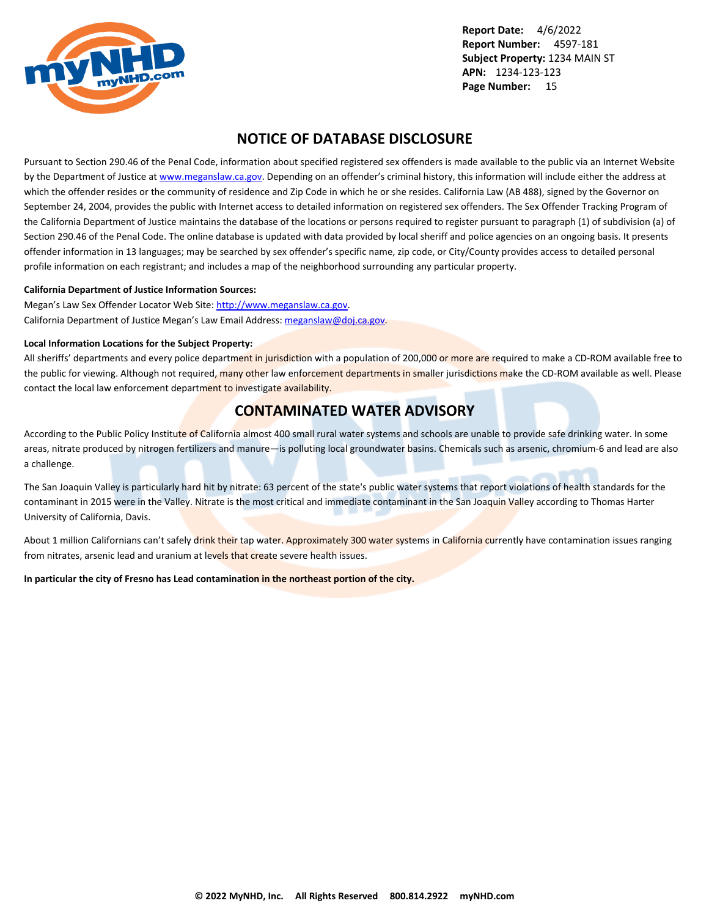## NOTICE OF DATABASE DISCLOSURE

Pursuant to Section 290.46 of the Penal Code, information about specified registered sex offenders is made available to the public via an Internet Website by the Department of Justice at www.meganslaw.ca.gov. Depending on an offender's criminal history, this information will include either the address at which the offender resides or the community of residence and Zip Code in which he or she resides. California Law (AB 488), signed by the Governor on September 24, 2004, provides the public with Internet access to detailed information on registered sex offenders. The Sex Offender Tracking Program of the California Department of Justice maintains the database of the locations or persons required to register pursuant to paragraph (1) of subdivision (a) of Section 290.46 of the Penal Code. The online database is updated with data provided by local sheriff and police agencies on an ongoing basis. It presents offender information in 13 languages; may be searched by sex offender's specific name, zip code, or City/County provides access to detailed personal profile information on each registrant; and includes a map of the neighborhood surrounding any particular property.

**California Department of Justice Information Sources:**

Megan's Law Sex Offender Locator Web Site: http://www.meganslaw.ca.gov.
California Department of Justice Megan's Law Email Address: meganslaw@doj.ca.gov.

**Local Information Locations for the Subject Property:**

All sheriffs' departments and every police department in jurisdiction with a population of 200,000 or more are required to make a CD-ROM available free to the public for viewing. Although not required, many other law enforcement departments in smaller jurisdictions make the CD-ROM available as well. Please contact the local law enforcement department to investigate availability.

## CONTAMINATED WATER ADVISORY

According to the Public Policy Institute of California almost 400 small rural water systems and schools are unable to provide safe drinking water. In some areas, nitrate produced by nitrogen fertilizers and manure—is polluting local groundwater basins. Chemicals such as arsenic, chromium-6 and lead are also a challenge.

The San Joaquin Valley is particularly hard hit by nitrate: 63 percent of the state's public water systems that report violations of health standards for the contaminant in 2015 were in the Valley. Nitrate is the most critical and immediate contaminant in the San Joaquin Valley according to Thomas Harter University of California, Davis.

About 1 million Californians can't safely drink their tap water. Approximately 300 water systems in California currently have contamination issues ranging from nitrates, arsenic lead and uranium at levels that create severe health issues.

**In particular the city of Fresno has Lead contamination in the northeast portion of the city.**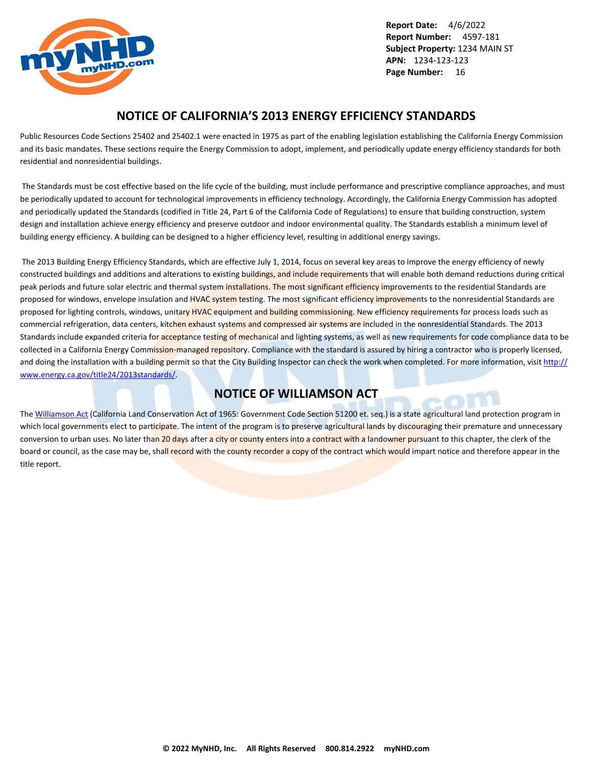## NOTICE OF CALIFORNIA'S 2013 ENERGY EFFICIENCY STANDARDS

Public Resources Code Sections 25402 and 25402.1 were enacted in 1975 as part of the enabling legislation establishing the California Energy Commission and its basic mandates. These sections require the Energy Commission to adopt, implement, and periodically update energy efficiency standards for both residential and nonresidential buildings.

The Standards must be cost effective based on the life cycle of the building, must include performance and prescriptive compliance approaches, and must be periodically updated to account for technological improvements in efficiency technology. Accordingly, the California Energy Commission has adopted and periodically updated the Standards (codified in Title 24, Part 6 of the California Code of Regulations) to ensure that building construction, system design and installation achieve energy efficiency and preserve outdoor and indoor environmental quality. The Standards establish a minimum level of building energy efficiency. A building can be designed to a higher efficiency level, resulting in additional energy savings.

The 2013 Building Energy Efficiency Standards, which are effective July 1, 2014, focus on several key areas to improve the energy efficiency of newly constructed buildings and additions and alterations to existing buildings, and include requirements that will enable both demand reductions during critical peak periods and future solar electric and thermal system installations. The most significant efficiency improvements to the residential Standards are proposed for windows, envelope insulation and HVAC system testing. The most significant efficiency improvements to the nonresidential Standards are proposed for lighting controls, windows, unitary HVAC equipment and building commissioning. New efficiency requirements for process loads such as commercial refrigeration, data centers, kitchen exhaust systems and compressed air systems are included in the nonresidential Standards. The 2013 Standards include expanded criteria for acceptance testing of mechanical and lighting systems, as well as new requirements for code compliance data to be collected in a California Energy Commission-managed repository. Compliance with the standard is assured by hiring a contractor who is properly licensed, and doing the installation with a building permit so that the City Building Inspector can check the work when completed. For more information, visit http://www.energy.ca.gov/title24/2013standards/.

## NOTICE OF WILLIAMSON ACT

The Williamson Act (California Land Conservation Act of 1965: Government Code Section 51200 et. seq.) is a state agricultural land protection program in which local governments elect to participate. The intent of the program is to preserve agricultural lands by discouraging their premature and unnecessary conversion to urban uses. No later than 20 days after a city or county enters into a contract with a landowner pursuant to this chapter, the clerk of the board or council, as the case may be, shall record with the county recorder a copy of the contract which would impart notice and therefore appear in the title report.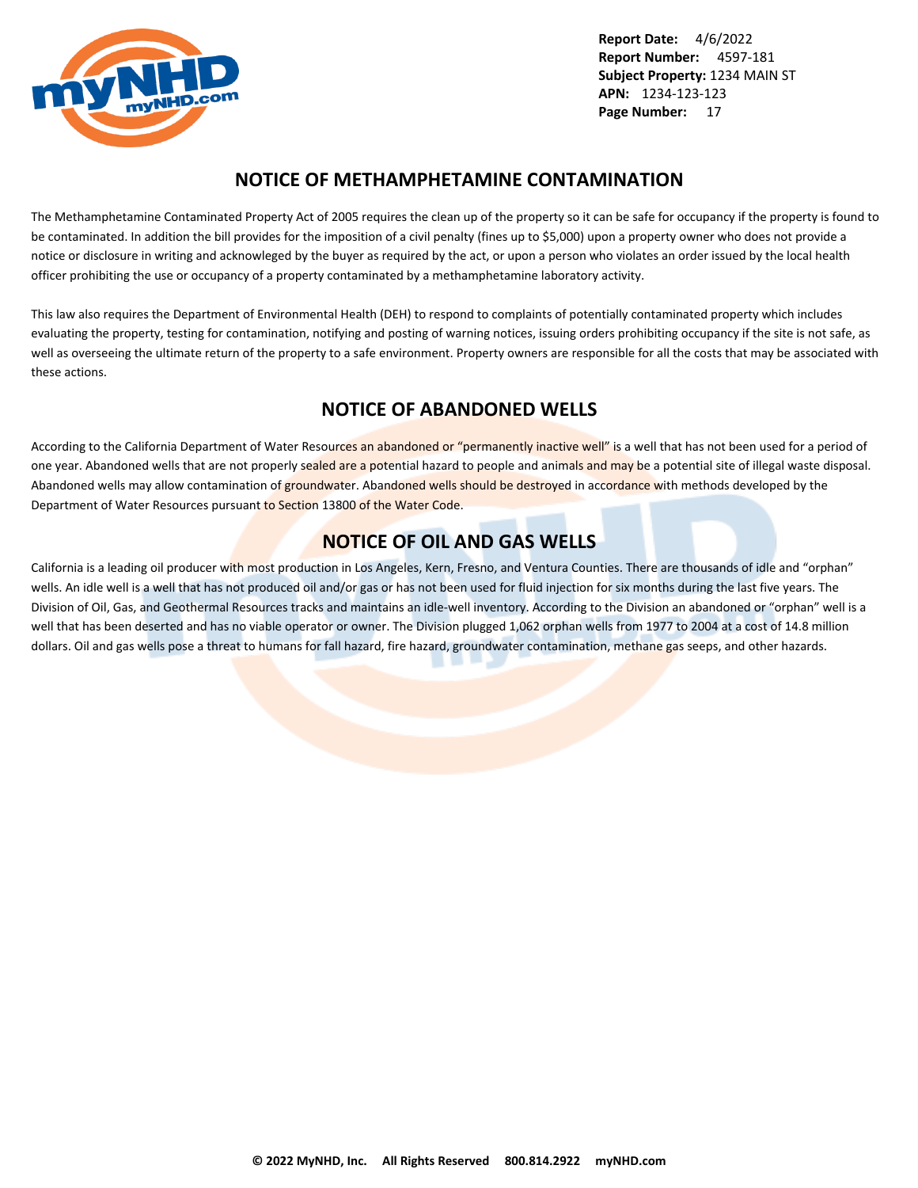## NOTICE OF METHAMPHETAMINE CONTAMINATION

The Methamphetamine Contaminated Property Act of 2005 requires the clean up of the property so it can be safe for occupancy if the property is found to be contaminated. In addition the bill provides for the imposition of a civil penalty (fines up to $5,000) upon a property owner who does not provide a notice or disclosure in writing and acknowleged by the buyer as required by the act, or upon a person who violates an order issued by the local health officer prohibiting the use or occupancy of a property contaminated by a methamphetamine laboratory activity.

This law also requires the Department of Environmental Health (DEH) to respond to complaints of potentially contaminated property which includes evaluating the property, testing for contamination, notifying and posting of warning notices, issuing orders prohibiting occupancy if the site is not safe, as well as overseeing the ultimate return of the property to a safe environment. Property owners are responsible for all the costs that may be associated with these actions.

## NOTICE OF ABANDONED WELLS

According to the California Department of Water Resources an abandoned or "permanently inactive well" is a well that has not been used for a period of one year. Abandoned wells that are not properly sealed are a potential hazard to people and animals and may be a potential site of illegal waste disposal. Abandoned wells may allow contamination of groundwater. Abandoned wells should be destroyed in accordance with methods developed by the Department of Water Resources pursuant to Section 13800 of the Water Code.

## NOTICE OF OIL AND GAS WELLS

California is a leading oil producer with most production in Los Angeles, Kern, Fresno, and Ventura Counties. There are thousands of idle and "orphan" wells. An idle well is a well that has not produced oil and/or gas or has not been used for fluid injection for six months during the last five years. The Division of Oil, Gas, and Geothermal Resources tracks and maintains an idle-well inventory. According to the Division an abandoned or "orphan" well is a well that has been deserted and has no viable operator or owner. The Division plugged 1,062 orphan wells from 1977 to 2004 at a cost of 14.8 million dollars. Oil and gas wells pose a threat to humans for fall hazard, fire hazard, groundwater contamination, methane gas seeps, and other hazards.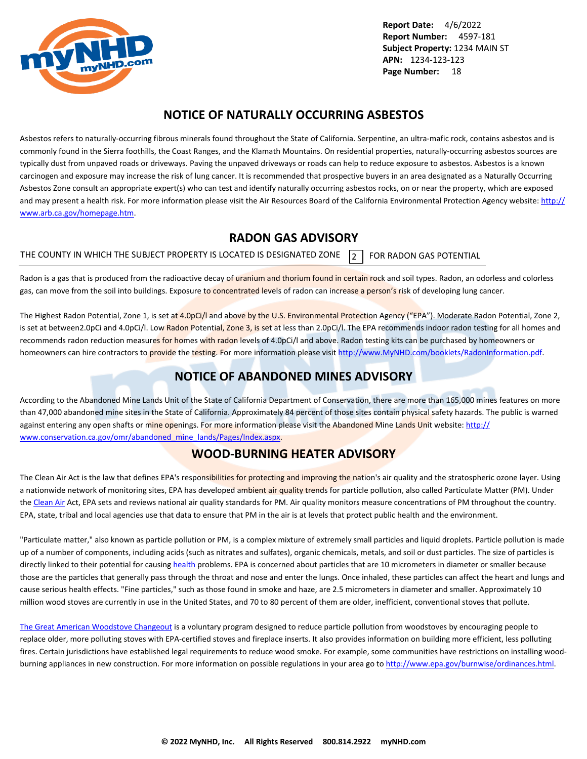## NOTICE OF NATURALLY OCCURRING ASBESTOS

Asbestos refers to naturally-occurring fibrous minerals found throughout the State of California. Serpentine, an ultra-mafic rock, contains asbestos and is commonly found in the Sierra foothills, the Coast Ranges, and the Klamath Mountains. On residential properties, naturally-occurring asbestos sources are typically dust from unpaved roads or driveways. Paving the unpaved driveways or roads can help to reduce exposure to asbestos. Asbestos is a known carcinogen and exposure may increase the risk of lung cancer. It is recommended that prospective buyers in an area designated as a Naturally Occurring Asbestos Zone consult an appropriate expert(s) who can test and identify naturally occurring asbestos rocks, on or near the property, which are exposed and may present a health risk. For more information please visit the Air Resources Board of the California Environmental Protection Agency website: http://www.arb.ca.gov/homepage.htm.

## RADON GAS ADVISORY

THE COUNTY IN WHICH THE SUBJECT PROPERTY IS LOCATED IS DESIGNATED ZONE **2** FOR RADON GAS POTENTIAL

Radon is a gas that is produced from the radioactive decay of uranium and thorium found in certain rock and soil types. Radon, an odorless and colorless gas, can move from the soil into buildings. Exposure to concentrated levels of radon can increase a person's risk of developing lung cancer.

The Highest Radon Potential, Zone 1, is set at 4.0pCi/l and above by the U.S. Environmental Protection Agency ("EPA"). Moderate Radon Potential, Zone 2, is set at between2.0pCi and 4.0pCi/l. Low Radon Potential, Zone 3, is set at less than 2.0pCi/l. The EPA recommends indoor radon testing for all homes and recommends radon reduction measures for homes with radon levels of 4.0pCi/l and above. Radon testing kits can be purchased by homeowners or homeowners can hire contractors to provide the testing. For more information please visit http://www.MyNHD.com/booklets/RadonInformation.pdf.

## NOTICE OF ABANDONED MINES ADVISORY

According to the Abandoned Mine Lands Unit of the State of California Department of Conservation, there are more than 165,000 mines features on more than 47,000 abandoned mine sites in the State of California. Approximately 84 percent of those sites contain physical safety hazards. The public is warned against entering any open shafts or mine openings. For more information please visit the Abandoned Mine Lands Unit website: http://www.conservation.ca.gov/omr/abandoned_mine_lands/Pages/Index.aspx.

## WOOD-BURNING HEATER ADVISORY

The Clean Air Act is the law that defines EPA's responsibilities for protecting and improving the nation's air quality and the stratospheric ozone layer. Using a nationwide network of monitoring sites, EPA has developed ambient air quality trends for particle pollution, also called Particulate Matter (PM). Under the Clean Air Act, EPA sets and reviews national air quality standards for PM. Air quality monitors measure concentrations of PM throughout the country. EPA, state, tribal and local agencies use that data to ensure that PM in the air is at levels that protect public health and the environment.

"Particulate matter," also known as particle pollution or PM, is a complex mixture of extremely small particles and liquid droplets. Particle pollution is made up of a number of components, including acids (such as nitrates and sulfates), organic chemicals, metals, and soil or dust particles. The size of particles is directly linked to their potential for causing health problems. EPA is concerned about particles that are 10 micrometers in diameter or smaller because those are the particles that generally pass through the throat and nose and enter the lungs. Once inhaled, these particles can affect the heart and lungs and cause serious health effects. "Fine particles," such as those found in smoke and haze, are 2.5 micrometers in diameter and smaller. Approximately 10 million wood stoves are currently in use in the United States, and 70 to 80 percent of them are older, inefficient, conventional stoves that pollute.

The Great American Woodstove Changeout is a voluntary program designed to reduce particle pollution from woodstoves by encouraging people to replace older, more polluting stoves with EPA-certified stoves and fireplace inserts. It also provides information on building more efficient, less polluting fires. Certain jurisdictions have established legal requirements to reduce wood smoke. For example, some communities have restrictions on installing wood-burning appliances in new construction. For more information on possible regulations in your area go to http://www.epa.gov/burnwise/ordinances.html.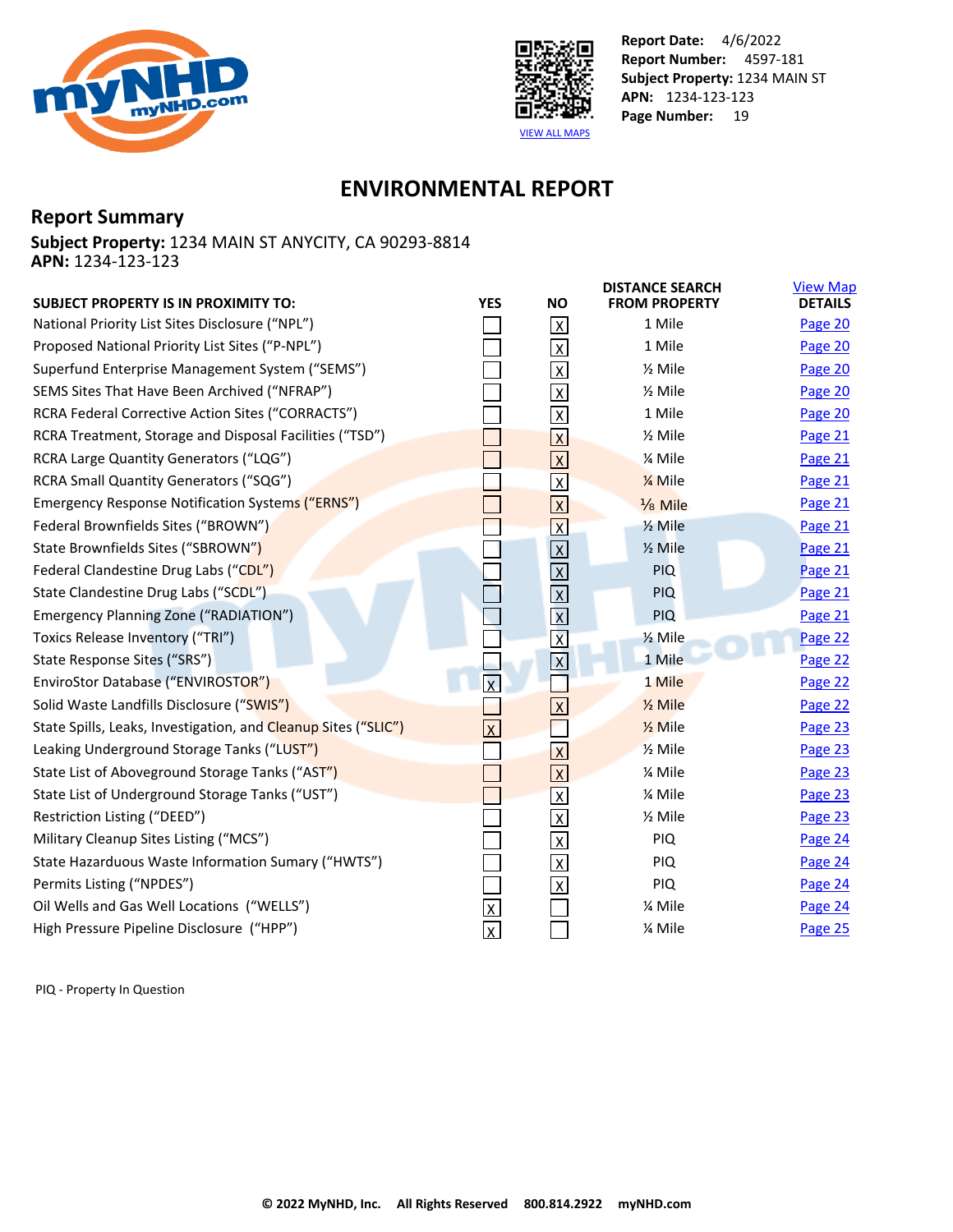Report Date: 4/6/2022
Report Number: 4597-181
Subject Property: 1234 MAIN ST
APN: 1234-123-123
Page Number: 19

VIEW ALL MAPS

# ENVIRONMENTAL REPORT

## Report Summary

**Subject Property:** 1234 MAIN ST ANYCITY, CA 90293-8814
**APN:** 1234-123-123

| SUBJECT PROPERTY IS IN PROXIMITY TO: | YES | NO | DISTANCE SEARCH FROM PROPERTY | View Map DETAILS |
|---|---|---|---|---|
| National Priority List Sites Disclosure ("NPL") | | X | 1 Mile | Page 20 |
| Proposed National Priority List Sites ("P-NPL") | | X | 1 Mile | Page 20 |
| Superfund Enterprise Management System ("SEMS") | | X | ½ Mile | Page 20 |
| SEMS Sites That Have Been Archived ("NFRAP") | | X | ½ Mile | Page 20 |
| RCRA Federal Corrective Action Sites ("CORRACTS") | | X | 1 Mile | Page 20 |
| RCRA Treatment, Storage and Disposal Facilities ("TSD") | | X | ½ Mile | Page 21 |
| RCRA Large Quantity Generators ("LQG") | | X | ¼ Mile | Page 21 |
| RCRA Small Quantity Generators ("SQG") | | X | ¼ Mile | Page 21 |
| Emergency Response Notification Systems ("ERNS") | | X | ⅛ Mile | Page 21 |
| Federal Brownfields Sites ("BROWN") | | X | ½ Mile | Page 21 |
| State Brownfields Sites ("SBROWN") | | X | ½ Mile | Page 21 |
| Federal Clandestine Drug Labs ("CDL") | | X | PIQ | Page 21 |
| State Clandestine Drug Labs ("SCDL") | | X | PIQ | Page 21 |
| Emergency Planning Zone ("RADIATION") | | X | PIQ | Page 21 |
| Toxics Release Inventory ("TRI") | | X | ½ Mile | Page 22 |
| State Response Sites ("SRS") | | X | 1 Mile | Page 22 |
| EnviroStor Database ("ENVIROSTOR") | X | | 1 Mile | Page 22 |
| Solid Waste Landfills Disclosure ("SWIS") | | X | ½ Mile | Page 22 |
| State Spills, Leaks, Investigation, and Cleanup Sites ("SLIC") | X | | ½ Mile | Page 23 |
| Leaking Underground Storage Tanks ("LUST") | | X | ½ Mile | Page 23 |
| State List of Aboveground Storage Tanks ("AST") | | X | ¼ Mile | Page 23 |
| State List of Underground Storage Tanks ("UST") | | X | ¼ Mile | Page 23 |
| Restriction Listing ("DEED") | | X | ½ Mile | Page 23 |
| Military Cleanup Sites Listing ("MCS") | | X | PIQ | Page 24 |
| State Hazarduous Waste Information Sumary ("HWTS") | | X | PIQ | Page 24 |
| Permits Listing ("NPDES") | | X | PIQ | Page 24 |
| Oil Wells and Gas Well Locations ("WELLS") | X | | ¼ Mile | Page 24 |
| High Pressure Pipeline Disclosure ("HPP") | X | | ¼ Mile | Page 25 |

PIQ - Property In Question

© 2022 MyNHD, Inc. All Rights Reserved 800.814.2922 myNHD.com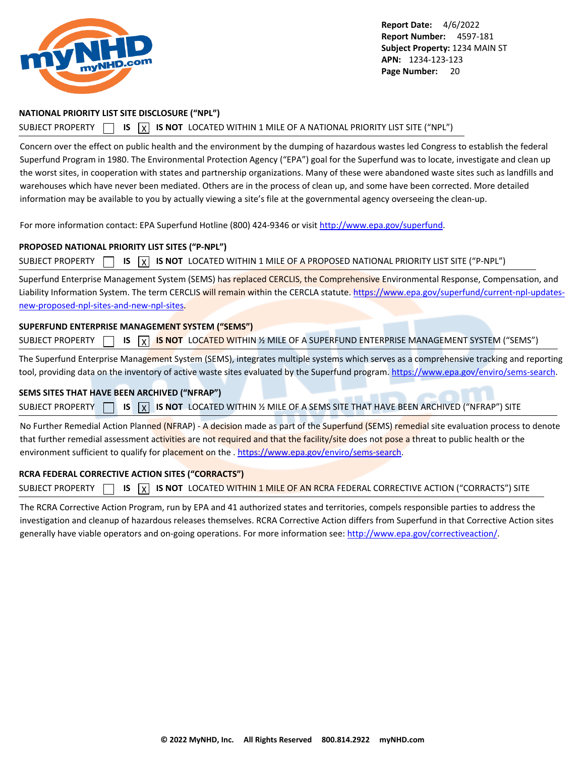Report Date: 4/6/2022
Report Number: 4597-181
Subject Property: 1234 MAIN ST
APN: 1234-123-123
Page Number: 20

## NATIONAL PRIORITY LIST SITE DISCLOSURE (“NPL”)

SUBJECT PROPERTY ☐ **IS** ☒ **IS NOT** LOCATED WITHIN 1 MILE OF A NATIONAL PRIORITY LIST SITE (“NPL”)

Concern over the effect on public health and the environment by the dumping of hazardous wastes led Congress to establish the federal Superfund Program in 1980. The Environmental Protection Agency (“EPA”) goal for the Superfund was to locate, investigate and clean up the worst sites, in cooperation with states and partnership organizations. Many of these were abandoned waste sites such as landfills and warehouses which have never been mediated. Others are in the process of clean up, and some have been corrected. More detailed information may be available to you by actually viewing a site’s file at the governmental agency overseeing the clean-up.

For more information contact: EPA Superfund Hotline (800) 424-9346 or visit http://www.epa.gov/superfund.

## PROPOSED NATIONAL PRIORITY LIST SITES (“P-NPL”)

SUBJECT PROPERTY ☐ **IS** ☒ **IS NOT** LOCATED WITHIN 1 MILE OF A PROPOSED NATIONAL PRIORITY LIST SITE (“P-NPL”)

Superfund Enterprise Management System (SEMS) has replaced CERCLIS, the Comprehensive Environmental Response, Compensation, and Liability Information System. The term CERCLIS will remain within the CERCLA statute. https://www.epa.gov/superfund/current-npl-updates-new-proposed-npl-sites-and-new-npl-sites.

## SUPERFUND ENTERPRISE MANAGEMENT SYSTEM (“SEMS”)

SUBJECT PROPERTY ☐ **IS** ☒ **IS NOT** LOCATED WITHIN ½ MILE OF A SUPERFUND ENTERPRISE MANAGEMENT SYSTEM (“SEMS”)

The Superfund Enterprise Management System (SEMS), integrates multiple systems which serves as a comprehensive tracking and reporting tool, providing data on the inventory of active waste sites evaluated by the Superfund program. https://www.epa.gov/enviro/sems-search.

## SEMS SITES THAT HAVE BEEN ARCHIVED (“NFRAP”)

SUBJECT PROPERTY ☐ **IS** ☒ **IS NOT** LOCATED WITHIN ½ MILE OF A SEMS SITE THAT HAVE BEEN ARCHIVED (“NFRAP”) SITE

No Further Remedial Action Planned (NFRAP) - A decision made as part of the Superfund (SEMS) remedial site evaluation process to denote that further remedial assessment activities are not required and that the facility/site does not pose a threat to public health or the environment sufficient to qualify for placement on the . https://www.epa.gov/enviro/sems-search.

## RCRA FEDERAL CORRECTIVE ACTION SITES (“CORRACTS”)

SUBJECT PROPERTY ☐ **IS** ☒ **IS NOT** LOCATED WITHIN 1 MILE OF AN RCRA FEDERAL CORRECTIVE ACTION (“CORRACTS”) SITE

The RCRA Corrective Action Program, run by EPA and 41 authorized states and territories, compels responsible parties to address the investigation and cleanup of hazardous releases themselves. RCRA Corrective Action differs from Superfund in that Corrective Action sites generally have viable operators and on-going operations. For more information see: http://www.epa.gov/correctiveaction/.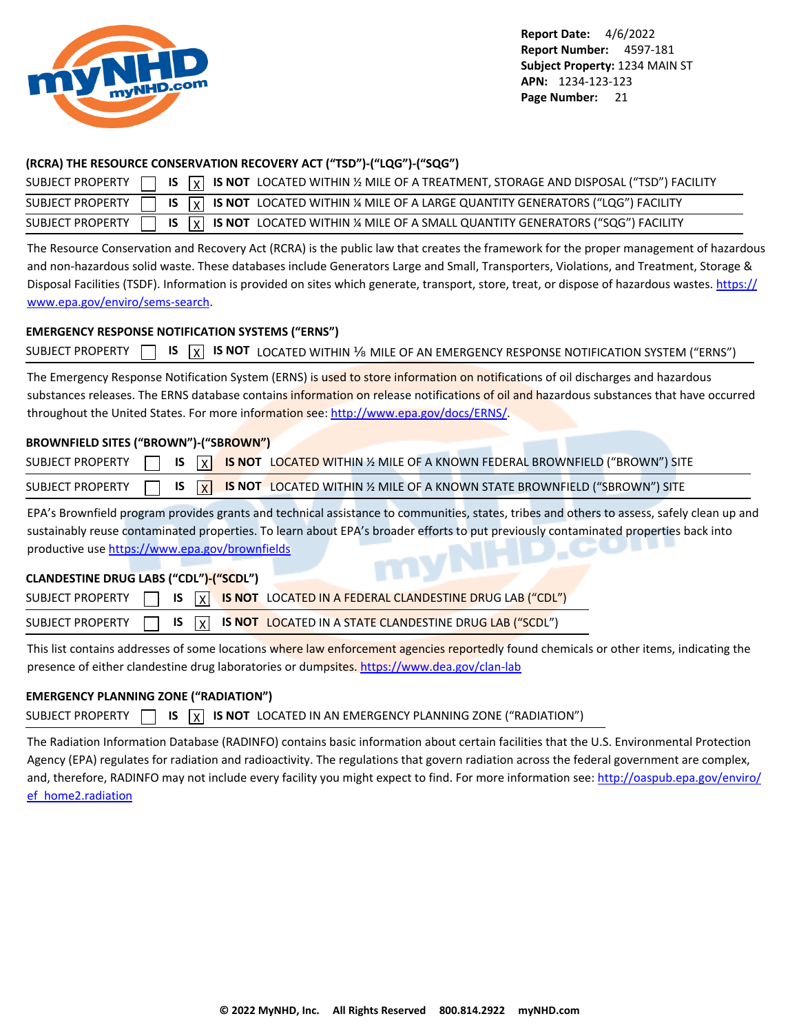Report Date: 4/6/2022
Report Number: 4597-181
Subject Property: 1234 MAIN ST
APN: 1234-123-123
Page Number: 21

### (RCRA) THE RESOURCE CONSERVATION RECOVERY ACT (“TSD”)-(“LQG”)-(“SQG”)

| | | | | |
|---|---|---|---|---|
| SUBJECT PROPERTY | ☐ IS | ☒ | IS NOT | LOCATED WITHIN ½ MILE OF A TREATMENT, STORAGE AND DISPOSAL (“TSD”) FACILITY |
| SUBJECT PROPERTY | ☐ IS | ☒ | IS NOT | LOCATED WITHIN ¼ MILE OF A LARGE QUANTITY GENERATORS (“LQG”) FACILITY |
| SUBJECT PROPERTY | ☐ IS | ☒ | IS NOT | LOCATED WITHIN ¼ MILE OF A SMALL QUANTITY GENERATORS (“SQG”) FACILITY |

The Resource Conservation and Recovery Act (RCRA) is the public law that creates the framework for the proper management of hazardous and non-hazardous solid waste. These databases include Generators Large and Small, Transporters, Violations, and Treatment, Storage & Disposal Facilities (TSDF). Information is provided on sites which generate, transport, store, treat, or dispose of hazardous wastes. https://www.epa.gov/enviro/sems-search.

### EMERGENCY RESPONSE NOTIFICATION SYSTEMS (“ERNS”)

| | | | | |
|---|---|---|---|---|
| SUBJECT PROPERTY | ☐ IS | ☒ | IS NOT | LOCATED WITHIN ⅛ MILE OF AN EMERGENCY RESPONSE NOTIFICATION SYSTEM (“ERNS”) |

The Emergency Response Notification System (ERNS) is used to store information on notifications of oil discharges and hazardous substances releases. The ERNS database contains information on release notifications of oil and hazardous substances that have occurred throughout the United States. For more information see: http://www.epa.gov/docs/ERNS/.

### BROWNFIELD SITES (“BROWN”)-(“SBROWN”)

| | | | | |
|---|---|---|---|---|
| SUBJECT PROPERTY | ☐ IS | ☒ | IS NOT | LOCATED WITHIN ½ MILE OF A KNOWN FEDERAL BROWNFIELD (“BROWN”) SITE |
| SUBJECT PROPERTY | ☐ IS | ☒ | IS NOT | LOCATED WITHIN ½ MILE OF A KNOWN STATE BROWNFIELD (“SBROWN”) SITE |

EPA’s Brownfield program provides grants and technical assistance to communities, states, tribes and others to assess, safely clean up and sustainably reuse contaminated properties. To learn about EPA’s broader efforts to put previously contaminated properties back into productive use https://www.epa.gov/brownfields

### CLANDESTINE DRUG LABS (“CDL”)-(“SCDL”)

| | | | | |
|---|---|---|---|---|
| SUBJECT PROPERTY | ☐ IS | ☒ | IS NOT | LOCATED IN A FEDERAL CLANDESTINE DRUG LAB (“CDL”) |
| SUBJECT PROPERTY | ☐ IS | ☒ | IS NOT | LOCATED IN A STATE CLANDESTINE DRUG LAB (“SCDL”) |

This list contains addresses of some locations where law enforcement agencies reportedly found chemicals or other items, indicating the presence of either clandestine drug laboratories or dumpsites. https://www.dea.gov/clan-lab

### EMERGENCY PLANNING ZONE (“RADIATION”)

| | | | | |
|---|---|---|---|---|
| SUBJECT PROPERTY | ☐ IS | ☒ | IS NOT | LOCATED IN AN EMERGENCY PLANNING ZONE (“RADIATION”) |

The Radiation Information Database (RADINFO) contains basic information about certain facilities that the U.S. Environmental Protection Agency (EPA) regulates for radiation and radioactivity. The regulations that govern radiation across the federal government are complex, and, therefore, RADINFO may not include every facility you might expect to find. For more information see: http://oaspub.epa.gov/enviro/ef_home2.radiation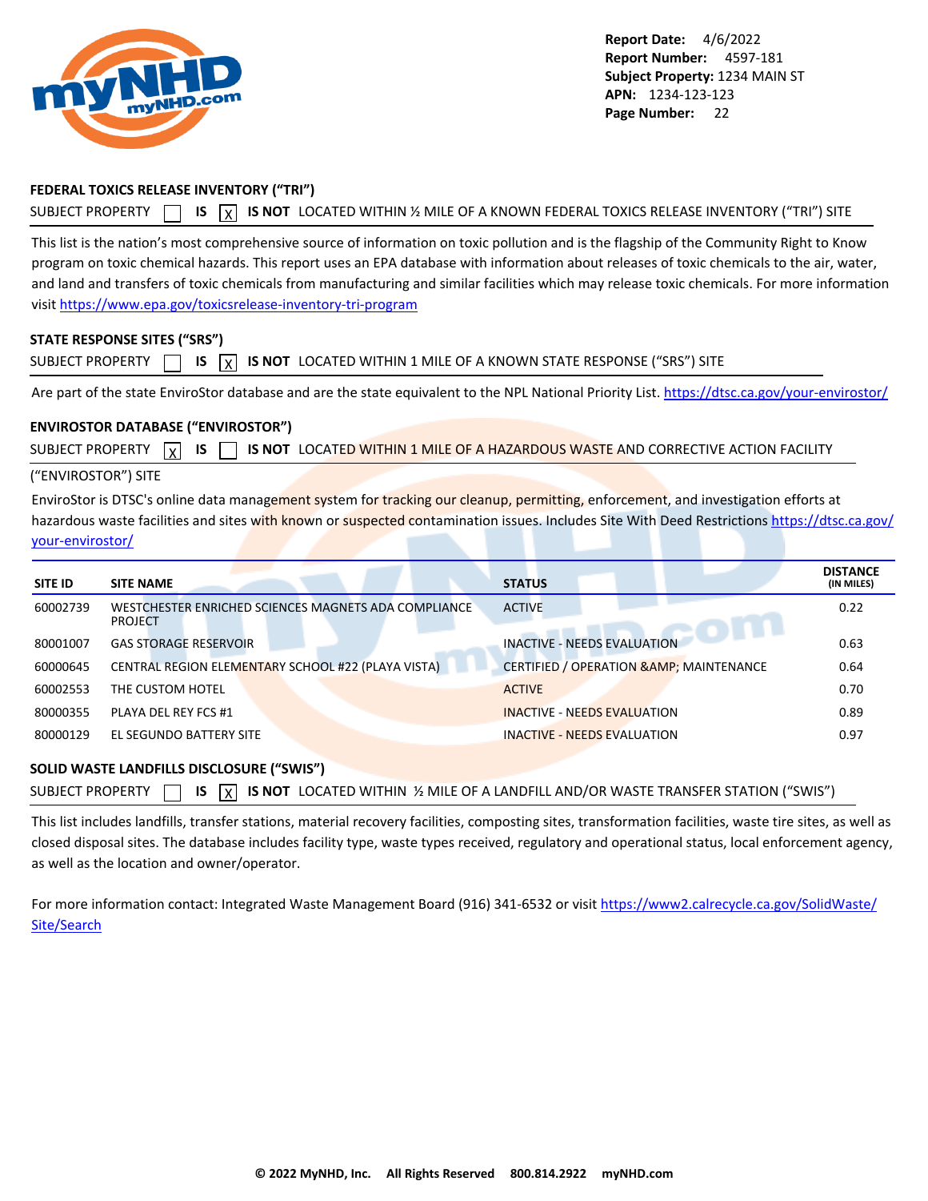### FEDERAL TOXICS RELEASE INVENTORY ("TRI")

SUBJECT PROPERTY ☐ **IS** ☒ **IS NOT** LOCATED WITHIN ½ MILE OF A KNOWN FEDERAL TOXICS RELEASE INVENTORY ("TRI") SITE

This list is the nation's most comprehensive source of information on toxic pollution and is the flagship of the Community Right to Know program on toxic chemical hazards. This report uses an EPA database with information about releases of toxic chemicals to the air, water, and land and transfers of toxic chemicals from manufacturing and similar facilities which may release toxic chemicals. For more information visit https://www.epa.gov/toxicsrelease-inventory-tri-program

### STATE RESPONSE SITES ("SRS")

SUBJECT PROPERTY ☐ **IS** ☒ **IS NOT** LOCATED WITHIN 1 MILE OF A KNOWN STATE RESPONSE ("SRS") SITE

Are part of the state EnviroStor database and are the state equivalent to the NPL National Priority List. https://dtsc.ca.gov/your-envirostor/

### ENVIROSTOR DATABASE ("ENVIROSTOR")

SUBJECT PROPERTY ☒ **IS** ☐ **IS NOT** LOCATED WITHIN 1 MILE OF A HAZARDOUS WASTE AND CORRECTIVE ACTION FACILITY ("ENVIROSTOR") SITE

EnviroStor is DTSC's online data management system for tracking our cleanup, permitting, enforcement, and investigation efforts at hazardous waste facilities and sites with known or suspected contamination issues. Includes Site With Deed Restrictions https://dtsc.ca.gov/your-envirostor/

| SITE ID | SITE NAME | STATUS | DISTANCE (IN MILES) |
|---|---|---|---|
| 60002739 | WESTCHESTER ENRICHED SCIENCES MAGNETS ADA COMPLIANCE PROJECT | ACTIVE | 0.22 |
| 80001007 | GAS STORAGE RESERVOIR | INACTIVE - NEEDS EVALUATION | 0.63 |
| 60000645 | CENTRAL REGION ELEMENTARY SCHOOL #22 (PLAYA VISTA) | CERTIFIED / OPERATION &AMP; MAINTENANCE | 0.64 |
| 60002553 | THE CUSTOM HOTEL | ACTIVE | 0.70 |
| 80000355 | PLAYA DEL REY FCS #1 | INACTIVE - NEEDS EVALUATION | 0.89 |
| 80000129 | EL SEGUNDO BATTERY SITE | INACTIVE - NEEDS EVALUATION | 0.97 |

### SOLID WASTE LANDFILLS DISCLOSURE ("SWIS")

SUBJECT PROPERTY ☐ **IS** ☒ **IS NOT** LOCATED WITHIN ½ MILE OF A LANDFILL AND/OR WASTE TRANSFER STATION ("SWIS")

This list includes landfills, transfer stations, material recovery facilities, composting sites, transformation facilities, waste tire sites, as well as closed disposal sites. The database includes facility type, waste types received, regulatory and operational status, local enforcement agency, as well as the location and owner/operator.

For more information contact: Integrated Waste Management Board (916) 341-6532 or visit https://www2.calrecycle.ca.gov/SolidWaste/Site/Search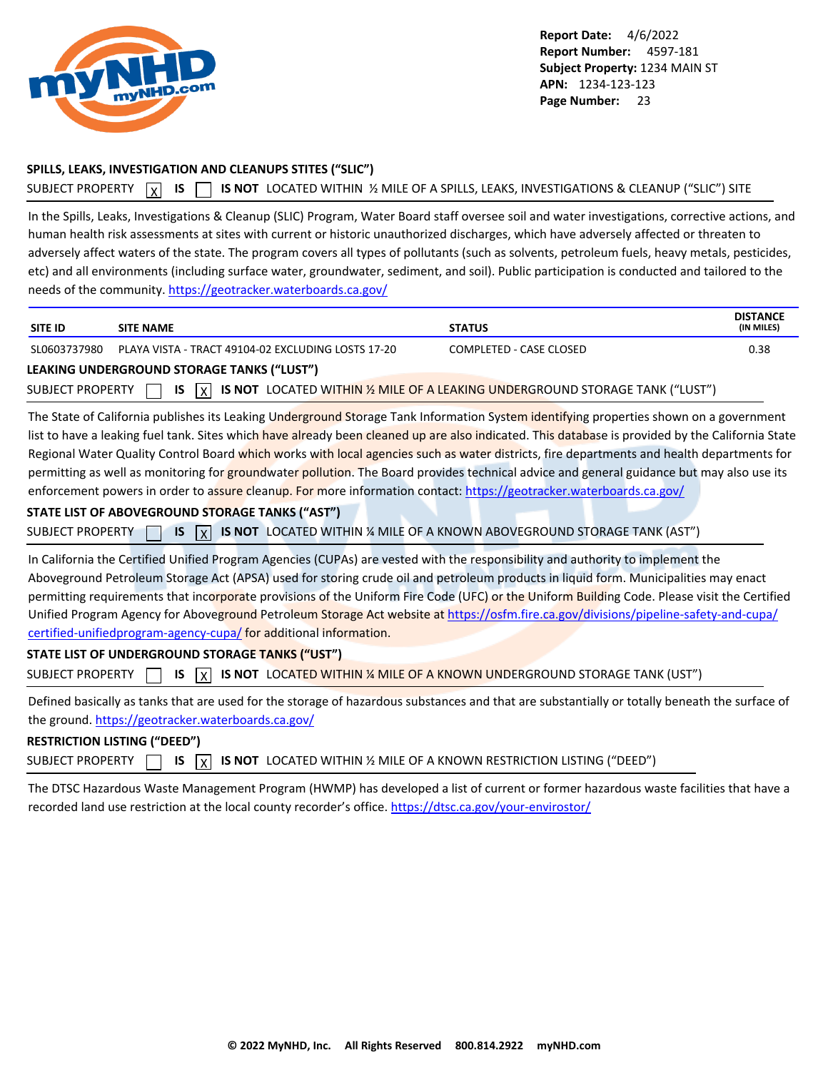## SPILLS, LEAKS, INVESTIGATION AND CLEANUPS STITES ("SLIC")

SUBJECT PROPERTY [X] IS [ ] IS NOT LOCATED WITHIN ½ MILE OF A SPILLS, LEAKS, INVESTIGATIONS & CLEANUP ("SLIC") SITE

In the Spills, Leaks, Investigations & Cleanup (SLIC) Program, Water Board staff oversee soil and water investigations, corrective actions, and human health risk assessments at sites with current or historic unauthorized discharges, which have adversely affected or threaten to adversely affect waters of the state. The program covers all types of pollutants (such as solvents, petroleum fuels, heavy metals, pesticides, etc) and all environments (including surface water, groundwater, sediment, and soil). Public participation is conducted and tailored to the needs of the community. https://geotracker.waterboards.ca.gov/

| SITE ID | SITE NAME | STATUS | DISTANCE (IN MILES) |
|---|---|---|---|
| SL0603737980 | PLAYA VISTA - TRACT 49104-02 EXCLUDING LOSTS 17-20 | COMPLETED - CASE CLOSED | 0.38 |

## LEAKING UNDERGROUND STORAGE TANKS ("LUST")

SUBJECT PROPERTY [ ] IS [X] IS NOT LOCATED WITHIN ½ MILE OF A LEAKING UNDERGROUND STORAGE TANK ("LUST")

The State of California publishes its Leaking Underground Storage Tank Information System identifying properties shown on a government list to have a leaking fuel tank. Sites which have already been cleaned up are also indicated. This database is provided by the California State Regional Water Quality Control Board which works with local agencies such as water districts, fire departments and health departments for permitting as well as monitoring for groundwater pollution. The Board provides technical advice and general guidance but may also use its enforcement powers in order to assure cleanup. For more information contact: https://geotracker.waterboards.ca.gov/

## STATE LIST OF ABOVEGROUND STORAGE TANKS ("AST")

SUBJECT PROPERTY [ ] IS [X] IS NOT LOCATED WITHIN ¼ MILE OF A KNOWN ABOVEGROUND STORAGE TANK (AST")

In California the Certified Unified Program Agencies (CUPAs) are vested with the responsibility and authority to implement the Aboveground Petroleum Storage Act (APSA) used for storing crude oil and petroleum products in liquid form. Municipalities may enact permitting requirements that incorporate provisions of the Uniform Fire Code (UFC) or the Uniform Building Code. Please visit the Certified Unified Program Agency for Aboveground Petroleum Storage Act website at https://osfm.fire.ca.gov/divisions/pipeline-safety-and-cupa/certified-unifiedprogram-agency-cupa/ for additional information.

## STATE LIST OF UNDERGROUND STORAGE TANKS ("UST")

SUBJECT PROPERTY [ ] IS [X] IS NOT LOCATED WITHIN ¼ MILE OF A KNOWN UNDERGROUND STORAGE TANK (UST")

Defined basically as tanks that are used for the storage of hazardous substances and that are substantially or totally beneath the surface of the ground. https://geotracker.waterboards.ca.gov/

## RESTRICTION LISTING ("DEED")

SUBJECT PROPERTY [ ] IS [X] IS NOT LOCATED WITHIN ½ MILE OF A KNOWN RESTRICTION LISTING ("DEED")

The DTSC Hazardous Waste Management Program (HWMP) has developed a list of current or former hazardous waste facilities that have a recorded land use restriction at the local county recorder's office. https://dtsc.ca.gov/your-envirostor/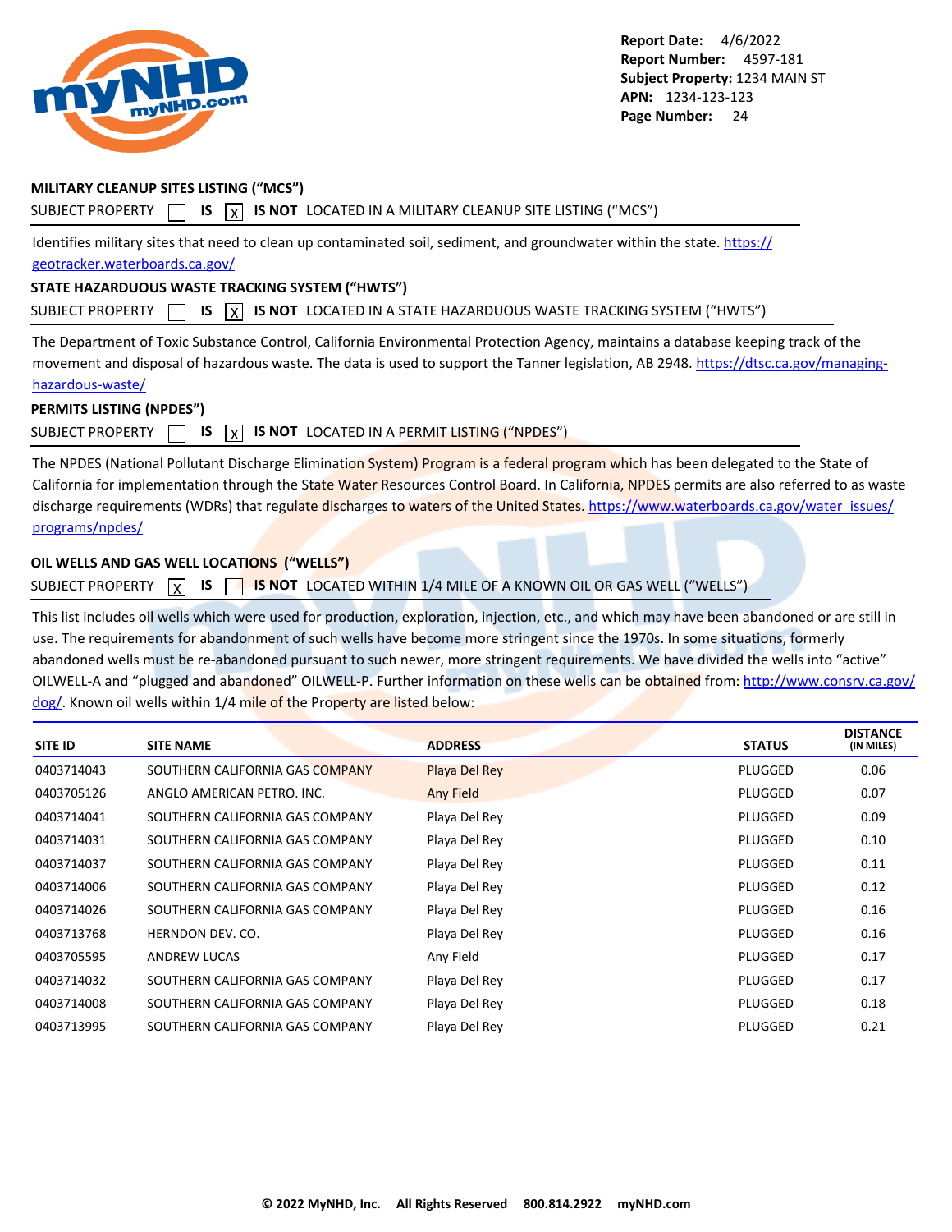## MILITARY CLEANUP SITES LISTING (“MCS”)

SUBJECT PROPERTY ☐ **IS** ☒ **IS NOT** LOCATED IN A MILITARY CLEANUP SITE LISTING (“MCS”)

Identifies military sites that need to clean up contaminated soil, sediment, and groundwater within the state. https://geotracker.waterboards.ca.gov/

## STATE HAZARDUOUS WASTE TRACKING SYSTEM (“HWTS”)

SUBJECT PROPERTY ☐ **IS** ☒ **IS NOT** LOCATED IN A STATE HAZARDUOUS WASTE TRACKING SYSTEM (“HWTS”)

The Department of Toxic Substance Control, California Environmental Protection Agency, maintains a database keeping track of the movement and disposal of hazardous waste. The data is used to support the Tanner legislation, AB 2948. https://dtsc.ca.gov/managing-hazardous-waste/

## PERMITS LISTING (NPDES”)

SUBJECT PROPERTY ☐ **IS** ☒ **IS NOT** LOCATED IN A PERMIT LISTING (“NPDES”)

The NPDES (National Pollutant Discharge Elimination System) Program is a federal program which has been delegated to the State of California for implementation through the State Water Resources Control Board. In California, NPDES permits are also referred to as waste discharge requirements (WDRs) that regulate discharges to waters of the United States. https://www.waterboards.ca.gov/water_issues/programs/npdes/

## OIL WELLS AND GAS WELL LOCATIONS (“WELLS”)

SUBJECT PROPERTY ☒ **IS** ☐ **IS NOT** LOCATED WITHIN 1/4 MILE OF A KNOWN OIL OR GAS WELL (“WELLS”)

This list includes oil wells which were used for production, exploration, injection, etc., and which may have been abandoned or are still in use. The requirements for abandonment of such wells have become more stringent since the 1970s. In some situations, formerly abandoned wells must be re-abandoned pursuant to such newer, more stringent requirements. We have divided the wells into “active” OILWELL-A and “plugged and abandoned” OILWELL-P. Further information on these wells can be obtained from: http://www.consrv.ca.gov/dog/. Known oil wells within 1/4 mile of the Property are listed below:

| SITE ID | SITE NAME | ADDRESS | STATUS | DISTANCE (IN MILES) |
|---|---|---|---|---|
| 0403714043 | SOUTHERN CALIFORNIA GAS COMPANY | Playa Del Rey | PLUGGED | 0.06 |
| 0403705126 | ANGLO AMERICAN PETRO. INC. | Any Field | PLUGGED | 0.07 |
| 0403714041 | SOUTHERN CALIFORNIA GAS COMPANY | Playa Del Rey | PLUGGED | 0.09 |
| 0403714031 | SOUTHERN CALIFORNIA GAS COMPANY | Playa Del Rey | PLUGGED | 0.10 |
| 0403714037 | SOUTHERN CALIFORNIA GAS COMPANY | Playa Del Rey | PLUGGED | 0.11 |
| 0403714006 | SOUTHERN CALIFORNIA GAS COMPANY | Playa Del Rey | PLUGGED | 0.12 |
| 0403714026 | SOUTHERN CALIFORNIA GAS COMPANY | Playa Del Rey | PLUGGED | 0.16 |
| 0403713768 | HERNDON DEV. CO. | Playa Del Rey | PLUGGED | 0.16 |
| 0403705595 | ANDREW LUCAS | Any Field | PLUGGED | 0.17 |
| 0403714032 | SOUTHERN CALIFORNIA GAS COMPANY | Playa Del Rey | PLUGGED | 0.17 |
| 0403714008 | SOUTHERN CALIFORNIA GAS COMPANY | Playa Del Rey | PLUGGED | 0.18 |
| 0403713995 | SOUTHERN CALIFORNIA GAS COMPANY | Playa Del Rey | PLUGGED | 0.21 |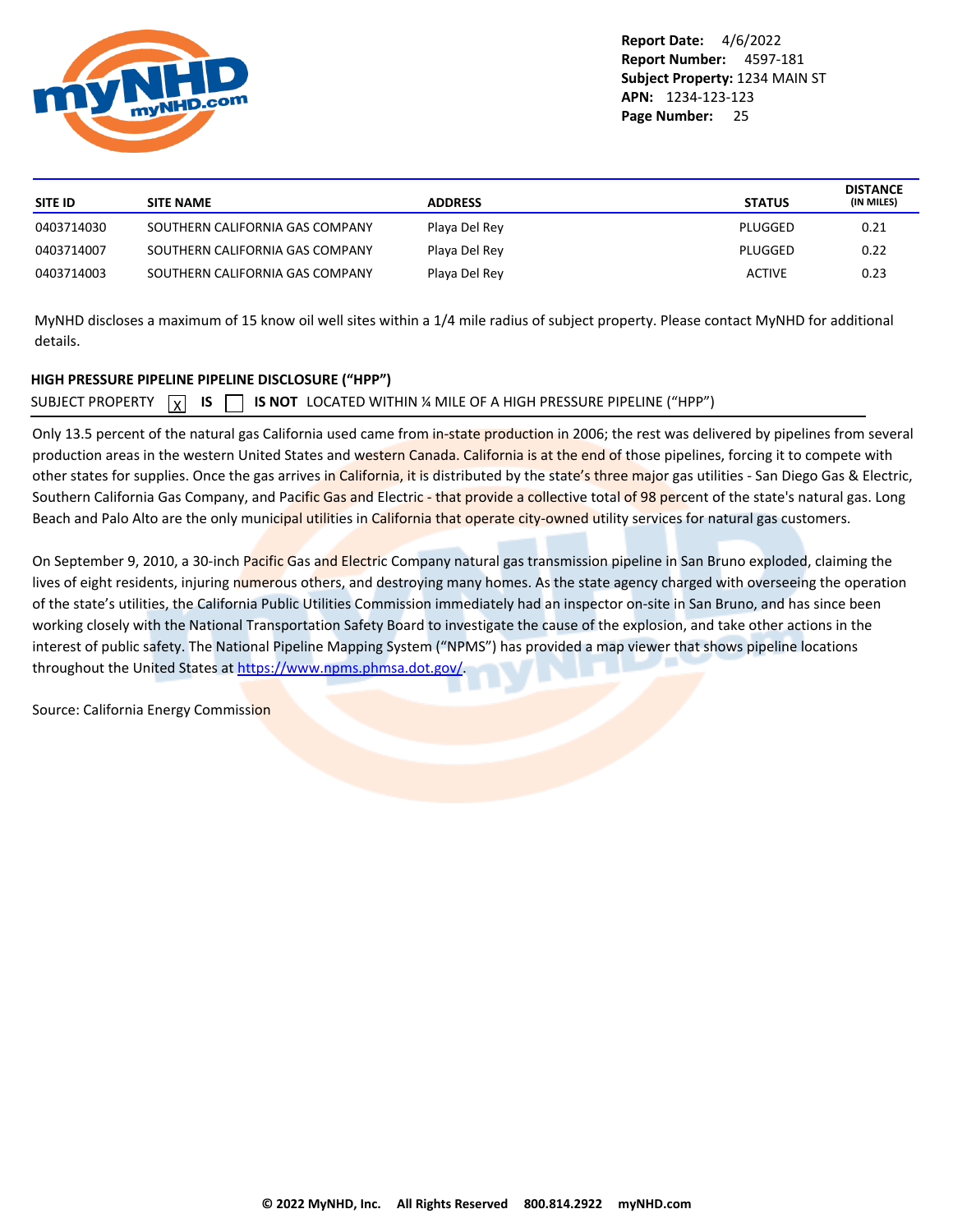| SITE ID | SITE NAME | ADDRESS | STATUS | DISTANCE (IN MILES) |
|---|---|---|---|---|
| 0403714030 | SOUTHERN CALIFORNIA GAS COMPANY | Playa Del Rey | PLUGGED | 0.21 |
| 0403714007 | SOUTHERN CALIFORNIA GAS COMPANY | Playa Del Rey | PLUGGED | 0.22 |
| 0403714003 | SOUTHERN CALIFORNIA GAS COMPANY | Playa Del Rey | ACTIVE | 0.23 |

MyNHD discloses a maximum of 15 know oil well sites within a 1/4 mile radius of subject property. Please contact MyNHD for additional details.

## HIGH PRESSURE PIPELINE PIPELINE DISCLOSURE ("HPP")

SUBJECT PROPERTY [X] **IS** [ ] **IS NOT** LOCATED WITHIN ¼ MILE OF A HIGH PRESSURE PIPELINE ("HPP")

Only 13.5 percent of the natural gas California used came from in-state production in 2006; the rest was delivered by pipelines from several production areas in the western United States and western Canada. California is at the end of those pipelines, forcing it to compete with other states for supplies. Once the gas arrives in California, it is distributed by the state's three major gas utilities - San Diego Gas & Electric, Southern California Gas Company, and Pacific Gas and Electric - that provide a collective total of 98 percent of the state's natural gas. Long Beach and Palo Alto are the only municipal utilities in California that operate city-owned utility services for natural gas customers.

On September 9, 2010, a 30-inch Pacific Gas and Electric Company natural gas transmission pipeline in San Bruno exploded, claiming the lives of eight residents, injuring numerous others, and destroying many homes. As the state agency charged with overseeing the operation of the state's utilities, the California Public Utilities Commission immediately had an inspector on-site in San Bruno, and has since been working closely with the National Transportation Safety Board to investigate the cause of the explosion, and take other actions in the interest of public safety. The National Pipeline Mapping System ("NPMS") has provided a map viewer that shows pipeline locations throughout the United States at https://www.npms.phmsa.dot.gov/.

Source: California Energy Commission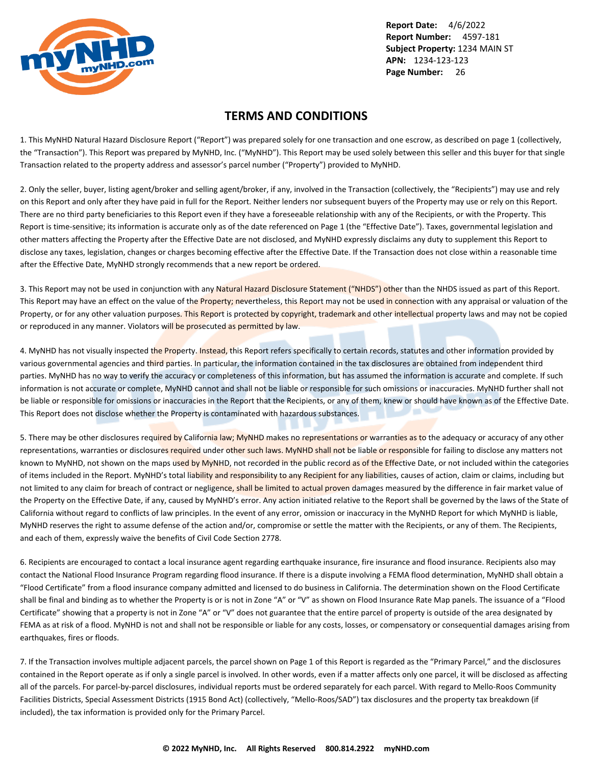# TERMS AND CONDITIONS

1. This MyNHD Natural Hazard Disclosure Report ("Report") was prepared solely for one transaction and one escrow, as described on page 1 (collectively, the "Transaction"). This Report was prepared by MyNHD, Inc. ("MyNHD"). This Report may be used solely between this seller and this buyer for that single Transaction related to the property address and assessor's parcel number ("Property") provided to MyNHD.

2. Only the seller, buyer, listing agent/broker and selling agent/broker, if any, involved in the Transaction (collectively, the "Recipients") may use and rely on this Report and only after they have paid in full for the Report. Neither lenders nor subsequent buyers of the Property may use or rely on this Report. There are no third party beneficiaries to this Report even if they have a foreseeable relationship with any of the Recipients, or with the Property. This Report is time-sensitive; its information is accurate only as of the date referenced on Page 1 (the "Effective Date"). Taxes, governmental legislation and other matters affecting the Property after the Effective Date are not disclosed, and MyNHD expressly disclaims any duty to supplement this Report to disclose any taxes, legislation, changes or charges becoming effective after the Effective Date. If the Transaction does not close within a reasonable time after the Effective Date, MyNHD strongly recommends that a new report be ordered.

3. This Report may not be used in conjunction with any Natural Hazard Disclosure Statement ("NHDS") other than the NHDS issued as part of this Report. This Report may have an effect on the value of the Property; nevertheless, this Report may not be used in connection with any appraisal or valuation of the Property, or for any other valuation purposes. This Report is protected by copyright, trademark and other intellectual property laws and may not be copied or reproduced in any manner. Violators will be prosecuted as permitted by law.

4. MyNHD has not visually inspected the Property. Instead, this Report refers specifically to certain records, statutes and other information provided by various governmental agencies and third parties. In particular, the information contained in the tax disclosures are obtained from independent third parties. MyNHD has no way to verify the accuracy or completeness of this information, but has assumed the information is accurate and complete. If such information is not accurate or complete, MyNHD cannot and shall not be liable or responsible for such omissions or inaccuracies. MyNHD further shall not be liable or responsible for omissions or inaccuracies in the Report that the Recipients, or any of them, knew or should have known as of the Effective Date. This Report does not disclose whether the Property is contaminated with hazardous substances.

5. There may be other disclosures required by California law; MyNHD makes no representations or warranties as to the adequacy or accuracy of any other representations, warranties or disclosures required under other such laws. MyNHD shall not be liable or responsible for failing to disclose any matters not known to MyNHD, not shown on the maps used by MyNHD, not recorded in the public record as of the Effective Date, or not included within the categories of items included in the Report. MyNHD's total liability and responsibility to any Recipient for any liabilities, causes of action, claim or claims, including but not limited to any claim for breach of contract or negligence, shall be limited to actual proven damages measured by the difference in fair market value of the Property on the Effective Date, if any, caused by MyNHD's error. Any action initiated relative to the Report shall be governed by the laws of the State of California without regard to conflicts of law principles. In the event of any error, omission or inaccuracy in the MyNHD Report for which MyNHD is liable, MyNHD reserves the right to assume defense of the action and/or, compromise or settle the matter with the Recipients, or any of them. The Recipients, and each of them, expressly waive the benefits of Civil Code Section 2778.

6. Recipients are encouraged to contact a local insurance agent regarding earthquake insurance, fire insurance and flood insurance. Recipients also may contact the National Flood Insurance Program regarding flood insurance. If there is a dispute involving a FEMA flood determination, MyNHD shall obtain a "Flood Certificate" from a flood insurance company admitted and licensed to do business in California. The determination shown on the Flood Certificate shall be final and binding as to whether the Property is or is not in Zone "A" or "V" as shown on Flood Insurance Rate Map panels. The issuance of a "Flood Certificate" showing that a property is not in Zone "A" or "V" does not guarantee that the entire parcel of property is outside of the area designated by FEMA as at risk of a flood. MyNHD is not and shall not be responsible or liable for any costs, losses, or compensatory or consequential damages arising from earthquakes, fires or floods.

7. If the Transaction involves multiple adjacent parcels, the parcel shown on Page 1 of this Report is regarded as the "Primary Parcel," and the disclosures contained in the Report operate as if only a single parcel is involved. In other words, even if a matter affects only one parcel, it will be disclosed as affecting all of the parcels. For parcel-by-parcel disclosures, individual reports must be ordered separately for each parcel. With regard to Mello-Roos Community Facilities Districts, Special Assessment Districts (1915 Bond Act) (collectively, "Mello-Roos/SAD") tax disclosures and the property tax breakdown (if included), the tax information is provided only for the Primary Parcel.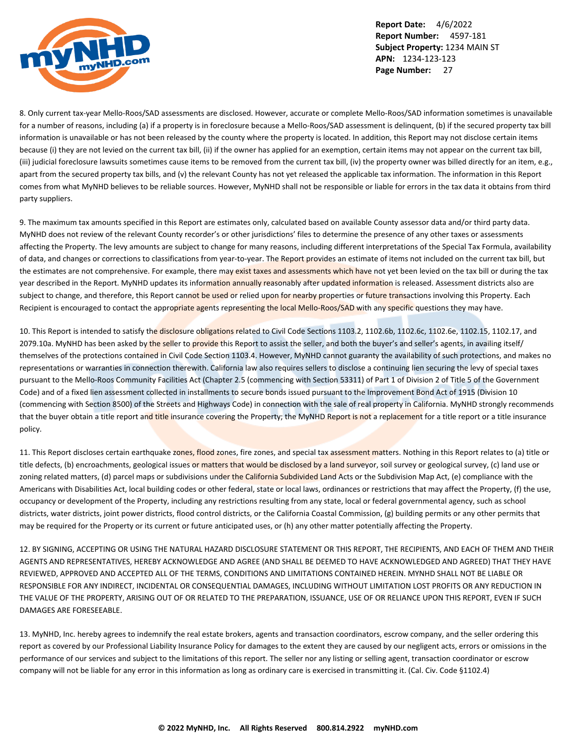8. Only current tax-year Mello-Roos/SAD assessments are disclosed. However, accurate or complete Mello-Roos/SAD information sometimes is unavailable for a number of reasons, including (a) if a property is in foreclosure because a Mello-Roos/SAD assessment is delinquent, (b) if the secured property tax bill information is unavailable or has not been released by the county where the property is located. In addition, this Report may not disclose certain items because (i) they are not levied on the current tax bill, (ii) if the owner has applied for an exemption, certain items may not appear on the current tax bill, (iii) judicial foreclosure lawsuits sometimes cause items to be removed from the current tax bill, (iv) the property owner was billed directly for an item, e.g., apart from the secured property tax bills, and (v) the relevant County has not yet released the applicable tax information. The information in this Report comes from what MyNHD believes to be reliable sources. However, MyNHD shall not be responsible or liable for errors in the tax data it obtains from third party suppliers.

9. The maximum tax amounts specified in this Report are estimates only, calculated based on available County assessor data and/or third party data. MyNHD does not review of the relevant County recorder's or other jurisdictions' files to determine the presence of any other taxes or assessments affecting the Property. The levy amounts are subject to change for many reasons, including different interpretations of the Special Tax Formula, availability of data, and changes or corrections to classifications from year-to-year. The Report provides an estimate of items not included on the current tax bill, but the estimates are not comprehensive. For example, there may exist taxes and assessments which have not yet been levied on the tax bill or during the tax year described in the Report. MyNHD updates its information annually reasonably after updated information is released. Assessment districts also are subject to change, and therefore, this Report cannot be used or relied upon for nearby properties or future transactions involving this Property. Each Recipient is encouraged to contact the appropriate agents representing the local Mello-Roos/SAD with any specific questions they may have.

10. This Report is intended to satisfy the disclosure obligations related to Civil Code Sections 1103.2, 1102.6b, 1102.6c, 1102.6e, 1102.15, 1102.17, and 2079.10a. MyNHD has been asked by the seller to provide this Report to assist the seller, and both the buyer's and seller's agents, in availing itself/themselves of the protections contained in Civil Code Section 1103.4. However, MyNHD cannot guaranty the availability of such protections, and makes no representations or warranties in connection therewith. California law also requires sellers to disclose a continuing lien securing the levy of special taxes pursuant to the Mello-Roos Community Facilities Act (Chapter 2.5 (commencing with Section 53311) of Part 1 of Division 2 of Title 5 of the Government Code) and of a fixed lien assessment collected in installments to secure bonds issued pursuant to the Improvement Bond Act of 1915 (Division 10 (commencing with Section 8500) of the Streets and Highways Code) in connection with the sale of real property in California. MyNHD strongly recommends that the buyer obtain a title report and title insurance covering the Property; the MyNHD Report is not a replacement for a title report or a title insurance policy.

11. This Report discloses certain earthquake zones, flood zones, fire zones, and special tax assessment matters. Nothing in this Report relates to (a) title or title defects, (b) encroachments, geological issues or matters that would be disclosed by a land surveyor, soil survey or geological survey, (c) land use or zoning related matters, (d) parcel maps or subdivisions under the California Subdivided Land Acts or the Subdivision Map Act, (e) compliance with the Americans with Disabilities Act, local building codes or other federal, state or local laws, ordinances or restrictions that may affect the Property, (f) the use, occupancy or development of the Property, including any restrictions resulting from any state, local or federal governmental agency, such as school districts, water districts, joint power districts, flood control districts, or the California Coastal Commission, (g) building permits or any other permits that may be required for the Property or its current or future anticipated uses, or (h) any other matter potentially affecting the Property.

12. BY SIGNING, ACCEPTING OR USING THE NATURAL HAZARD DISCLOSURE STATEMENT OR THIS REPORT, THE RECIPIENTS, AND EACH OF THEM AND THEIR AGENTS AND REPRESENTATIVES, HEREBY ACKNOWLEDGE AND AGREE (AND SHALL BE DEEMED TO HAVE ACKNOWLEDGED AND AGREED) THAT THEY HAVE REVIEWED, APPROVED AND ACCEPTED ALL OF THE TERMS, CONDITIONS AND LIMITATIONS CONTAINED HEREIN. MYNHD SHALL NOT BE LIABLE OR RESPONSIBLE FOR ANY INDIRECT, INCIDENTAL OR CONSEQUENTIAL DAMAGES, INCLUDING WITHOUT LIMITATION LOST PROFITS OR ANY REDUCTION IN THE VALUE OF THE PROPERTY, ARISING OUT OF OR RELATED TO THE PREPARATION, ISSUANCE, USE OF OR RELIANCE UPON THIS REPORT, EVEN IF SUCH DAMAGES ARE FORESEEABLE.

13. MyNHD, Inc. hereby agrees to indemnify the real estate brokers, agents and transaction coordinators, escrow company, and the seller ordering this report as covered by our Professional Liability Insurance Policy for damages to the extent they are caused by our negligent acts, errors or omissions in the performance of our services and subject to the limitations of this report. The seller nor any listing or selling agent, transaction coordinator or escrow company will not be liable for any error in this information as long as ordinary care is exercised in transmitting it. (Cal. Civ. Code §1102.4)